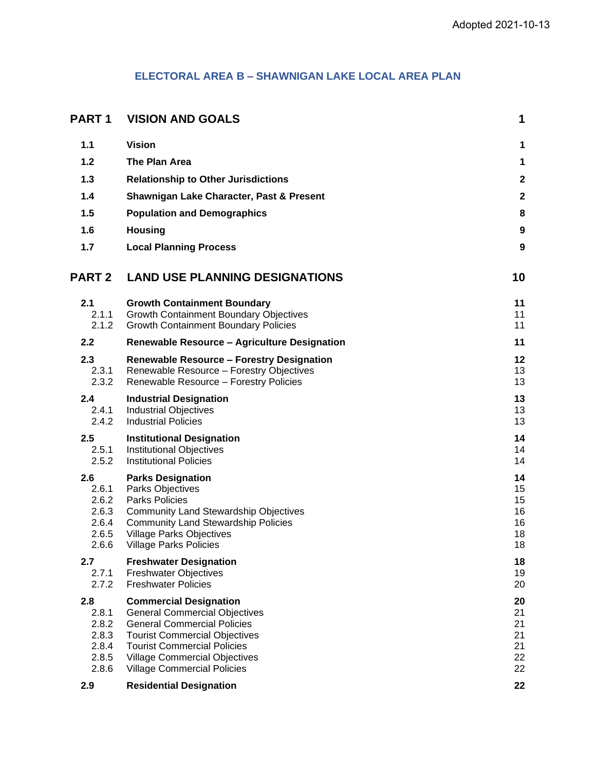Adopted 2021-10-13

# ELECTORAL AREA B – SHAWNIGAN LAKE LOCAL AREA PLAN

| | | |
|---|---|---|
| **PART 1** | **VISION AND GOALS** | **1** |
| **1.1** | **Vision** | **1** |
| **1.2** | **The Plan Area** | **1** |
| **1.3** | **Relationship to Other Jurisdictions** | **2** |
| **1.4** | **Shawnigan Lake Character, Past & Present** | **2** |
| **1.5** | **Population and Demographics** | **8** |
| **1.6** | **Housing** | **9** |
| **1.7** | **Local Planning Process** | **9** |
| **PART 2** | **LAND USE PLANNING DESIGNATIONS** | **10** |
| **2.1** | **Growth Containment Boundary** | **11** |
| 2.1.1 | Growth Containment Boundary Objectives | 11 |
| 2.1.2 | Growth Containment Boundary Policies | 11 |
| **2.2** | **Renewable Resource – Agriculture Designation** | **11** |
| **2.3** | **Renewable Resource – Forestry Designation** | **12** |
| 2.3.1 | Renewable Resource – Forestry Objectives | 13 |
| 2.3.2 | Renewable Resource – Forestry Policies | 13 |
| **2.4** | **Industrial Designation** | **13** |
| 2.4.1 | Industrial Objectives | 13 |
| 2.4.2 | Industrial Policies | 13 |
| **2.5** | **Institutional Designation** | **14** |
| 2.5.1 | Institutional Objectives | 14 |
| 2.5.2 | Institutional Policies | 14 |
| **2.6** | **Parks Designation** | **14** |
| 2.6.1 | Parks Objectives | 15 |
| 2.6.2 | Parks Policies | 15 |
| 2.6.3 | Community Land Stewardship Objectives | 16 |
| 2.6.4 | Community Land Stewardship Policies | 16 |
| 2.6.5 | Village Parks Objectives | 18 |
| 2.6.6 | Village Parks Policies | 18 |
| **2.7** | **Freshwater Designation** | **18** |
| 2.7.1 | Freshwater Objectives | 19 |
| 2.7.2 | Freshwater Policies | 20 |
| **2.8** | **Commercial Designation** | **20** |
| 2.8.1 | General Commercial Objectives | 21 |
| 2.8.2 | General Commercial Policies | 21 |
| 2.8.3 | Tourist Commercial Objectives | 21 |
| 2.8.4 | Tourist Commercial Policies | 21 |
| 2.8.5 | Village Commercial Objectives | 22 |
| 2.8.6 | Village Commercial Policies | 22 |
| **2.9** | **Residential Designation** | **22** |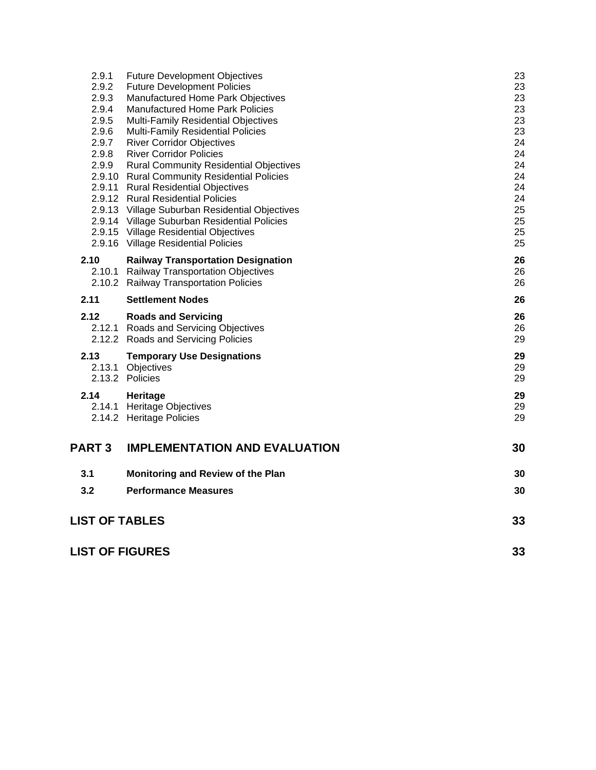| | | |
|---|---|---|
| 2.9.1 | Future Development Objectives | 23 |
| 2.9.2 | Future Development Policies | 23 |
| 2.9.3 | Manufactured Home Park Objectives | 23 |
| 2.9.4 | Manufactured Home Park Policies | 23 |
| 2.9.5 | Multi-Family Residential Objectives | 23 |
| 2.9.6 | Multi-Family Residential Policies | 23 |
| 2.9.7 | River Corridor Objectives | 24 |
| 2.9.8 | River Corridor Policies | 24 |
| 2.9.9 | Rural Community Residential Objectives | 24 |
| 2.9.10 | Rural Community Residential Policies | 24 |
| 2.9.11 | Rural Residential Objectives | 24 |
| 2.9.12 | Rural Residential Policies | 24 |
| 2.9.13 | Village Suburban Residential Objectives | 25 |
| 2.9.14 | Village Suburban Residential Policies | 25 |
| 2.9.15 | Village Residential Objectives | 25 |
| 2.9.16 | Village Residential Policies | 25 |
| **2.10** | **Railway Transportation Designation** | **26** |
| 2.10.1 | Railway Transportation Objectives | 26 |
| 2.10.2 | Railway Transportation Policies | 26 |
| **2.11** | **Settlement Nodes** | **26** |
| **2.12** | **Roads and Servicing** | **26** |
| 2.12.1 | Roads and Servicing Objectives | 26 |
| 2.12.2 | Roads and Servicing Policies | 29 |
| **2.13** | **Temporary Use Designations** | **29** |
| 2.13.1 | Objectives | 29 |
| 2.13.2 | Policies | 29 |
| **2.14** | **Heritage** | **29** |
| 2.14.1 | Heritage Objectives | 29 |
| 2.14.2 | Heritage Policies | 29 |
| **PART 3** | **IMPLEMENTATION AND EVALUATION** | **30** |
| **3.1** | **Monitoring and Review of the Plan** | **30** |
| **3.2** | **Performance Measures** | **30** |
| **LIST OF TABLES** | | **33** |
| **LIST OF FIGURES** | | **33** |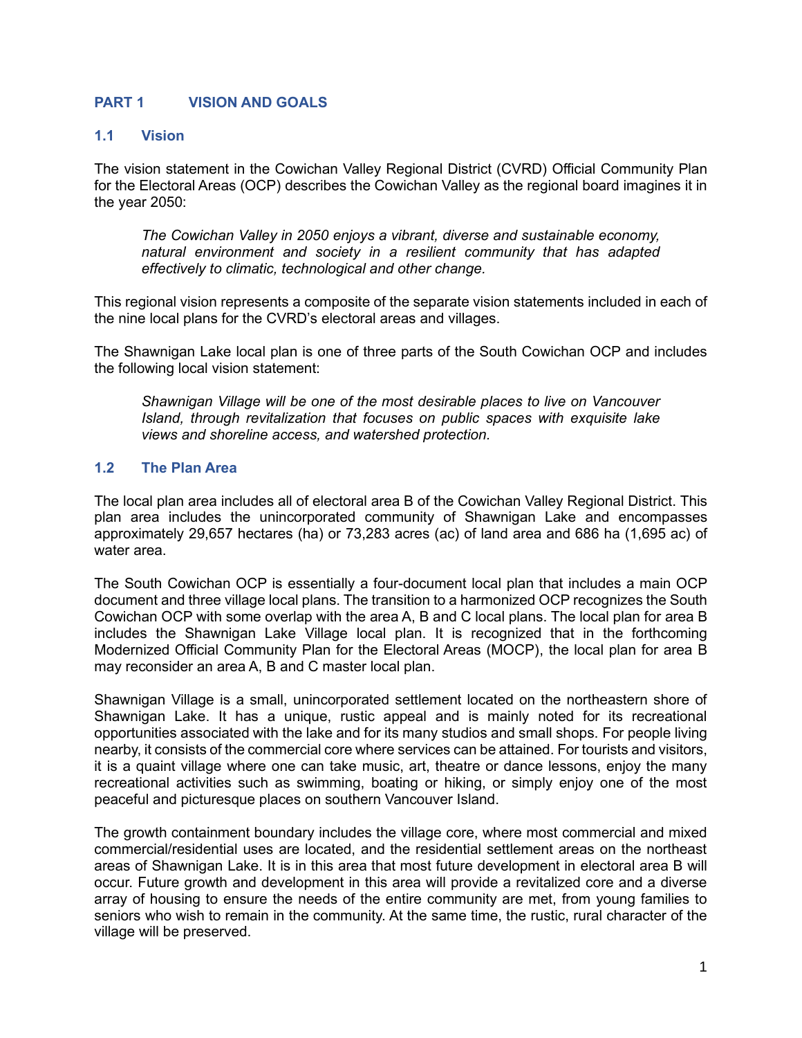## PART 1 VISION AND GOALS

### 1.1 Vision

The vision statement in the Cowichan Valley Regional District (CVRD) Official Community Plan for the Electoral Areas (OCP) describes the Cowichan Valley as the regional board imagines it in the year 2050:

> *The Cowichan Valley in 2050 enjoys a vibrant, diverse and sustainable economy, natural environment and society in a resilient community that has adapted effectively to climatic, technological and other change.*

This regional vision represents a composite of the separate vision statements included in each of the nine local plans for the CVRD's electoral areas and villages.

The Shawnigan Lake local plan is one of three parts of the South Cowichan OCP and includes the following local vision statement:

> *Shawnigan Village will be one of the most desirable places to live on Vancouver Island, through revitalization that focuses on public spaces with exquisite lake views and shoreline access, and watershed protection.*

### 1.2 The Plan Area

The local plan area includes all of electoral area B of the Cowichan Valley Regional District. This plan area includes the unincorporated community of Shawnigan Lake and encompasses approximately 29,657 hectares (ha) or 73,283 acres (ac) of land area and 686 ha (1,695 ac) of water area.

The South Cowichan OCP is essentially a four-document local plan that includes a main OCP document and three village local plans. The transition to a harmonized OCP recognizes the South Cowichan OCP with some overlap with the area A, B and C local plans. The local plan for area B includes the Shawnigan Lake Village local plan. It is recognized that in the forthcoming Modernized Official Community Plan for the Electoral Areas (MOCP), the local plan for area B may reconsider an area A, B and C master local plan.

Shawnigan Village is a small, unincorporated settlement located on the northeastern shore of Shawnigan Lake. It has a unique, rustic appeal and is mainly noted for its recreational opportunities associated with the lake and for its many studios and small shops. For people living nearby, it consists of the commercial core where services can be attained. For tourists and visitors, it is a quaint village where one can take music, art, theatre or dance lessons, enjoy the many recreational activities such as swimming, boating or hiking, or simply enjoy one of the most peaceful and picturesque places on southern Vancouver Island.

The growth containment boundary includes the village core, where most commercial and mixed commercial/residential uses are located, and the residential settlement areas on the northeast areas of Shawnigan Lake. It is in this area that most future development in electoral area B will occur. Future growth and development in this area will provide a revitalized core and a diverse array of housing to ensure the needs of the entire community are met, from young families to seniors who wish to remain in the community. At the same time, the rustic, rural character of the village will be preserved.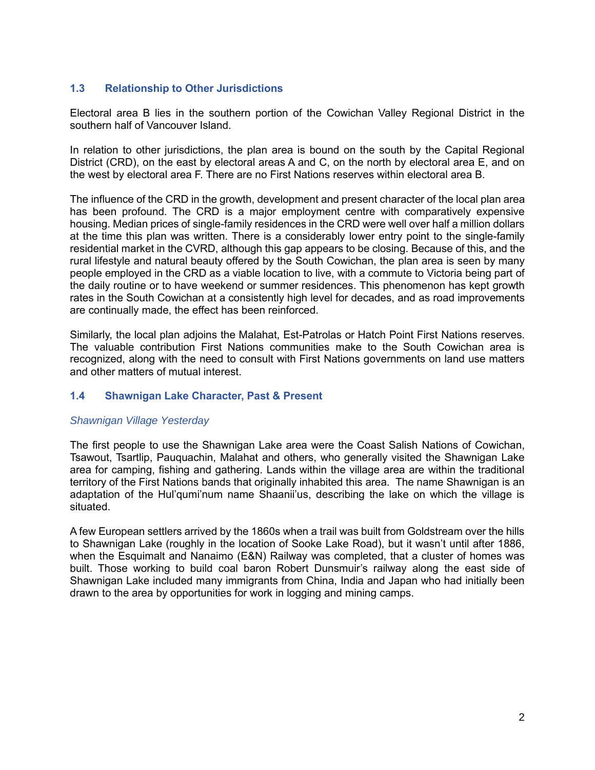### 1.3 Relationship to Other Jurisdictions

Electoral area B lies in the southern portion of the Cowichan Valley Regional District in the southern half of Vancouver Island.

In relation to other jurisdictions, the plan area is bound on the south by the Capital Regional District (CRD), on the east by electoral areas A and C, on the north by electoral area E, and on the west by electoral area F. There are no First Nations reserves within electoral area B.

The influence of the CRD in the growth, development and present character of the local plan area has been profound. The CRD is a major employment centre with comparatively expensive housing. Median prices of single-family residences in the CRD were well over half a million dollars at the time this plan was written. There is a considerably lower entry point to the single-family residential market in the CVRD, although this gap appears to be closing. Because of this, and the rural lifestyle and natural beauty offered by the South Cowichan, the plan area is seen by many people employed in the CRD as a viable location to live, with a commute to Victoria being part of the daily routine or to have weekend or summer residences. This phenomenon has kept growth rates in the South Cowichan at a consistently high level for decades, and as road improvements are continually made, the effect has been reinforced.

Similarly, the local plan adjoins the Malahat, Est-Patrolas or Hatch Point First Nations reserves. The valuable contribution First Nations communities make to the South Cowichan area is recognized, along with the need to consult with First Nations governments on land use matters and other matters of mutual interest.

### 1.4 Shawnigan Lake Character, Past & Present

*Shawnigan Village Yesterday*

The first people to use the Shawnigan Lake area were the Coast Salish Nations of Cowichan, Tsawout, Tsartlip, Pauquachin, Malahat and others, who generally visited the Shawnigan Lake area for camping, fishing and gathering. Lands within the village area are within the traditional territory of the First Nations bands that originally inhabited this area. The name Shawnigan is an adaptation of the Hul'qumi'num name Shaanii'us, describing the lake on which the village is situated.

A few European settlers arrived by the 1860s when a trail was built from Goldstream over the hills to Shawnigan Lake (roughly in the location of Sooke Lake Road), but it wasn't until after 1886, when the Esquimalt and Nanaimo (E&N) Railway was completed, that a cluster of homes was built. Those working to build coal baron Robert Dunsmuir's railway along the east side of Shawnigan Lake included many immigrants from China, India and Japan who had initially been drawn to the area by opportunities for work in logging and mining camps.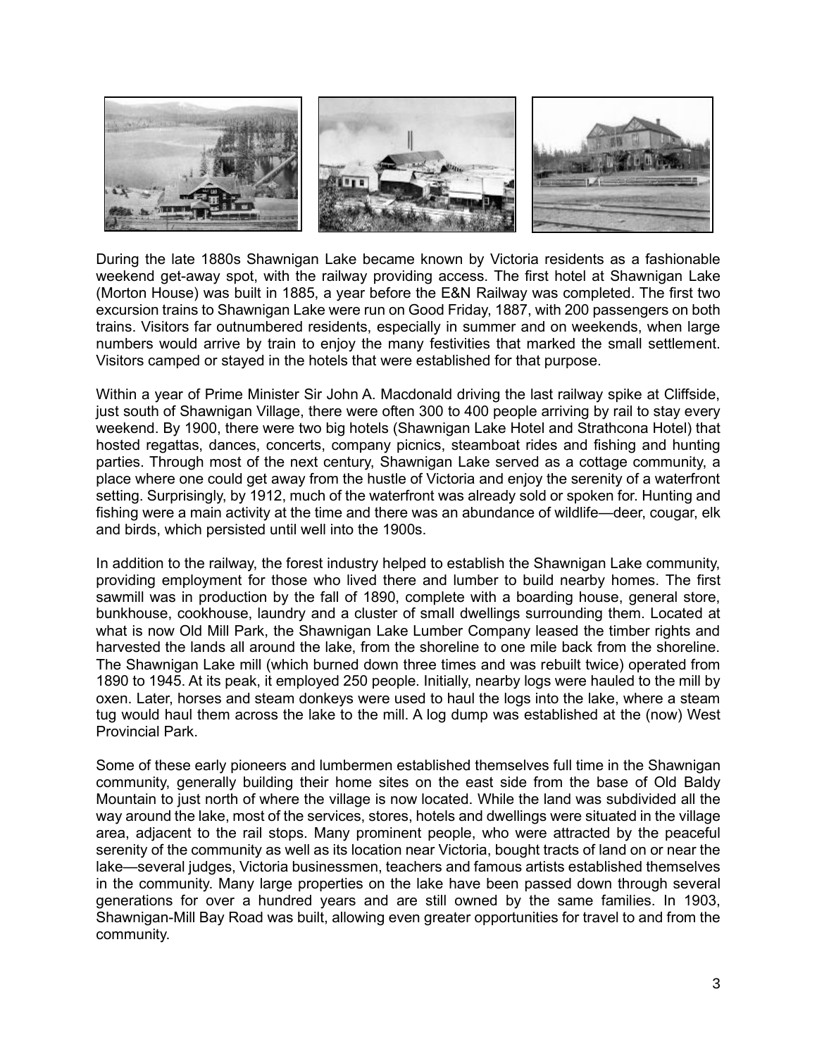During the late 1880s Shawnigan Lake became known by Victoria residents as a fashionable weekend get-away spot, with the railway providing access. The first hotel at Shawnigan Lake (Morton House) was built in 1885, a year before the E&N Railway was completed. The first two excursion trains to Shawnigan Lake were run on Good Friday, 1887, with 200 passengers on both trains. Visitors far outnumbered residents, especially in summer and on weekends, when large numbers would arrive by train to enjoy the many festivities that marked the small settlement. Visitors camped or stayed in the hotels that were established for that purpose.

Within a year of Prime Minister Sir John A. Macdonald driving the last railway spike at Cliffside, just south of Shawnigan Village, there were often 300 to 400 people arriving by rail to stay every weekend. By 1900, there were two big hotels (Shawnigan Lake Hotel and Strathcona Hotel) that hosted regattas, dances, concerts, company picnics, steamboat rides and fishing and hunting parties. Through most of the next century, Shawnigan Lake served as a cottage community, a place where one could get away from the hustle of Victoria and enjoy the serenity of a waterfront setting. Surprisingly, by 1912, much of the waterfront was already sold or spoken for. Hunting and fishing were a main activity at the time and there was an abundance of wildlife—deer, cougar, elk and birds, which persisted until well into the 1900s.

In addition to the railway, the forest industry helped to establish the Shawnigan Lake community, providing employment for those who lived there and lumber to build nearby homes. The first sawmill was in production by the fall of 1890, complete with a boarding house, general store, bunkhouse, cookhouse, laundry and a cluster of small dwellings surrounding them. Located at what is now Old Mill Park, the Shawnigan Lake Lumber Company leased the timber rights and harvested the lands all around the lake, from the shoreline to one mile back from the shoreline. The Shawnigan Lake mill (which burned down three times and was rebuilt twice) operated from 1890 to 1945. At its peak, it employed 250 people. Initially, nearby logs were hauled to the mill by oxen. Later, horses and steam donkeys were used to haul the logs into the lake, where a steam tug would haul them across the lake to the mill. A log dump was established at the (now) West Provincial Park.

Some of these early pioneers and lumbermen established themselves full time in the Shawnigan community, generally building their home sites on the east side from the base of Old Baldy Mountain to just north of where the village is now located. While the land was subdivided all the way around the lake, most of the services, stores, hotels and dwellings were situated in the village area, adjacent to the rail stops. Many prominent people, who were attracted by the peaceful serenity of the community as well as its location near Victoria, bought tracts of land on or near the lake—several judges, Victoria businessmen, teachers and famous artists established themselves in the community. Many large properties on the lake have been passed down through several generations for over a hundred years and are still owned by the same families. In 1903, Shawnigan-Mill Bay Road was built, allowing even greater opportunities for travel to and from the community.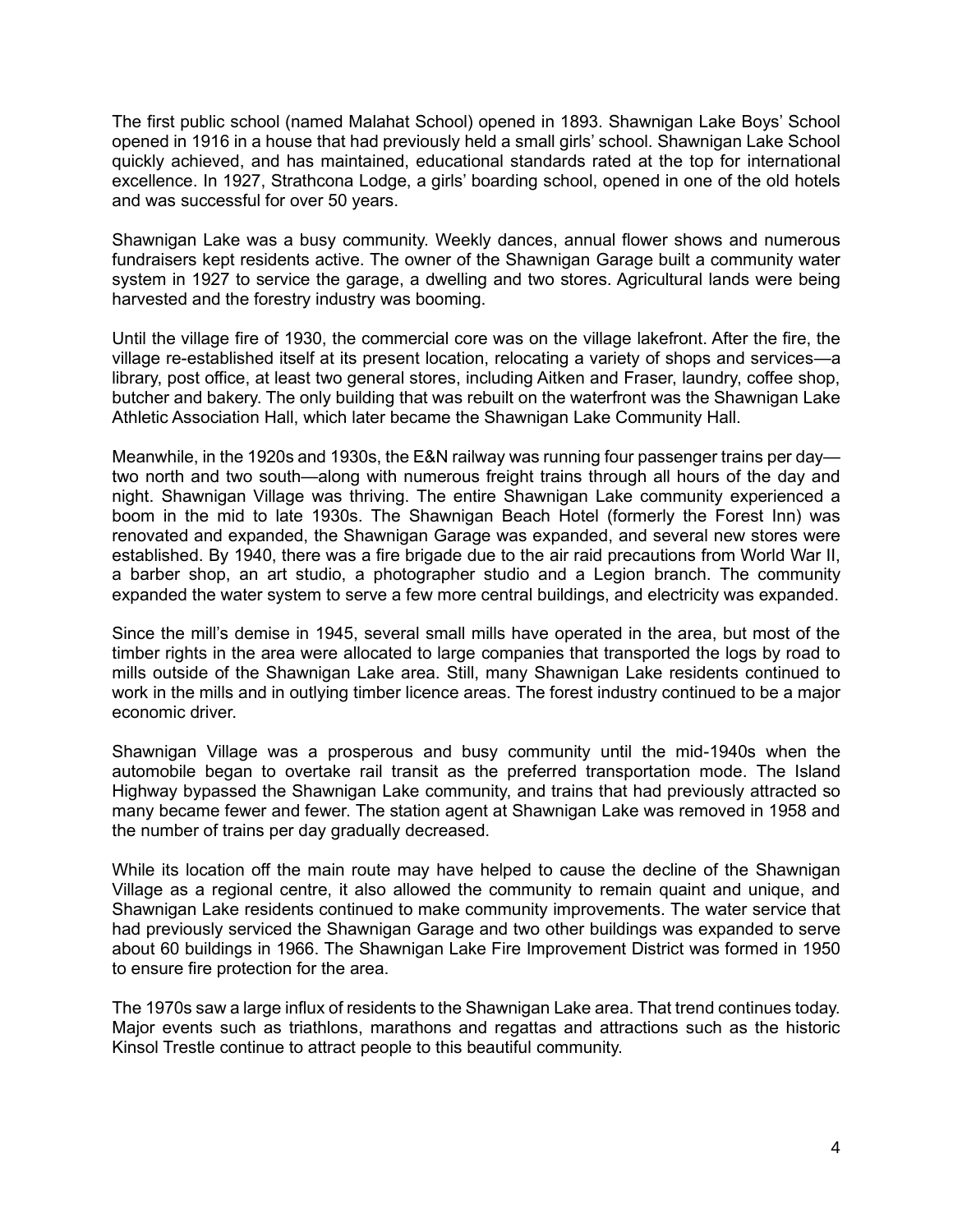The first public school (named Malahat School) opened in 1893. Shawnigan Lake Boys' School opened in 1916 in a house that had previously held a small girls' school. Shawnigan Lake School quickly achieved, and has maintained, educational standards rated at the top for international excellence. In 1927, Strathcona Lodge, a girls' boarding school, opened in one of the old hotels and was successful for over 50 years.

Shawnigan Lake was a busy community. Weekly dances, annual flower shows and numerous fundraisers kept residents active. The owner of the Shawnigan Garage built a community water system in 1927 to service the garage, a dwelling and two stores. Agricultural lands were being harvested and the forestry industry was booming.

Until the village fire of 1930, the commercial core was on the village lakefront. After the fire, the village re-established itself at its present location, relocating a variety of shops and services—a library, post office, at least two general stores, including Aitken and Fraser, laundry, coffee shop, butcher and bakery. The only building that was rebuilt on the waterfront was the Shawnigan Lake Athletic Association Hall, which later became the Shawnigan Lake Community Hall.

Meanwhile, in the 1920s and 1930s, the E&N railway was running four passenger trains per day—two north and two south—along with numerous freight trains through all hours of the day and night. Shawnigan Village was thriving. The entire Shawnigan Lake community experienced a boom in the mid to late 1930s. The Shawnigan Beach Hotel (formerly the Forest Inn) was renovated and expanded, the Shawnigan Garage was expanded, and several new stores were established. By 1940, there was a fire brigade due to the air raid precautions from World War II, a barber shop, an art studio, a photographer studio and a Legion branch. The community expanded the water system to serve a few more central buildings, and electricity was expanded.

Since the mill's demise in 1945, several small mills have operated in the area, but most of the timber rights in the area were allocated to large companies that transported the logs by road to mills outside of the Shawnigan Lake area. Still, many Shawnigan Lake residents continued to work in the mills and in outlying timber licence areas. The forest industry continued to be a major economic driver.

Shawnigan Village was a prosperous and busy community until the mid-1940s when the automobile began to overtake rail transit as the preferred transportation mode. The Island Highway bypassed the Shawnigan Lake community, and trains that had previously attracted so many became fewer and fewer. The station agent at Shawnigan Lake was removed in 1958 and the number of trains per day gradually decreased.

While its location off the main route may have helped to cause the decline of the Shawnigan Village as a regional centre, it also allowed the community to remain quaint and unique, and Shawnigan Lake residents continued to make community improvements. The water service that had previously serviced the Shawnigan Garage and two other buildings was expanded to serve about 60 buildings in 1966. The Shawnigan Lake Fire Improvement District was formed in 1950 to ensure fire protection for the area.

The 1970s saw a large influx of residents to the Shawnigan Lake area. That trend continues today. Major events such as triathlons, marathons and regattas and attractions such as the historic Kinsol Trestle continue to attract people to this beautiful community.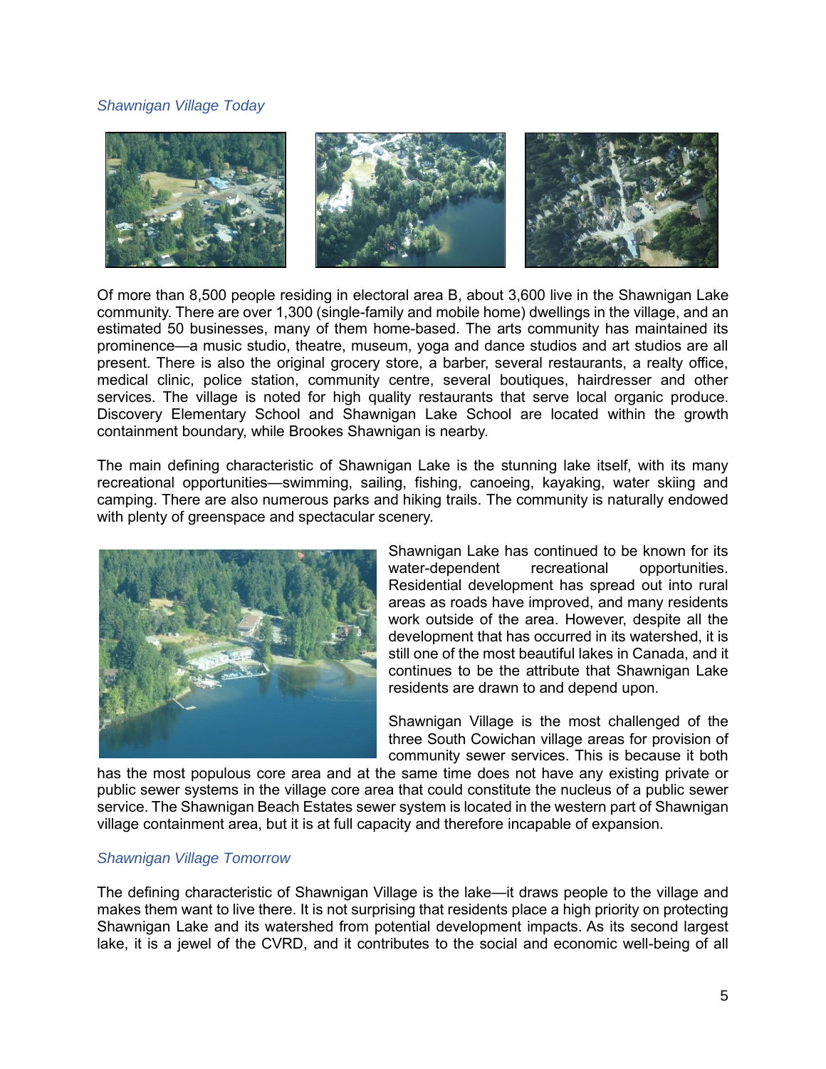*Shawnigan Village Today*

Of more than 8,500 people residing in electoral area B, about 3,600 live in the Shawnigan Lake community. There are over 1,300 (single-family and mobile home) dwellings in the village, and an estimated 50 businesses, many of them home-based. The arts community has maintained its prominence—a music studio, theatre, museum, yoga and dance studios and art studios are all present. There is also the original grocery store, a barber, several restaurants, a realty office, medical clinic, police station, community centre, several boutiques, hairdresser and other services. The village is noted for high quality restaurants that serve local organic produce. Discovery Elementary School and Shawnigan Lake School are located within the growth containment boundary, while Brookes Shawnigan is nearby.

The main defining characteristic of Shawnigan Lake is the stunning lake itself, with its many recreational opportunities—swimming, sailing, fishing, canoeing, kayaking, water skiing and camping. There are also numerous parks and hiking trails. The community is naturally endowed with plenty of greenspace and spectacular scenery.

Shawnigan Lake has continued to be known for its water-dependent recreational opportunities. Residential development has spread out into rural areas as roads have improved, and many residents work outside of the area. However, despite all the development that has occurred in its watershed, it is still one of the most beautiful lakes in Canada, and it continues to be the attribute that Shawnigan Lake residents are drawn to and depend upon.

Shawnigan Village is the most challenged of the three South Cowichan village areas for provision of community sewer services. This is because it both has the most populous core area and at the same time does not have any existing private or public sewer systems in the village core area that could constitute the nucleus of a public sewer service. The Shawnigan Beach Estates sewer system is located in the western part of Shawnigan village containment area, but it is at full capacity and therefore incapable of expansion.

*Shawnigan Village Tomorrow*

The defining characteristic of Shawnigan Village is the lake—it draws people to the village and makes them want to live there. It is not surprising that residents place a high priority on protecting Shawnigan Lake and its watershed from potential development impacts. As its second largest lake, it is a jewel of the CVRD, and it contributes to the social and economic well-being of all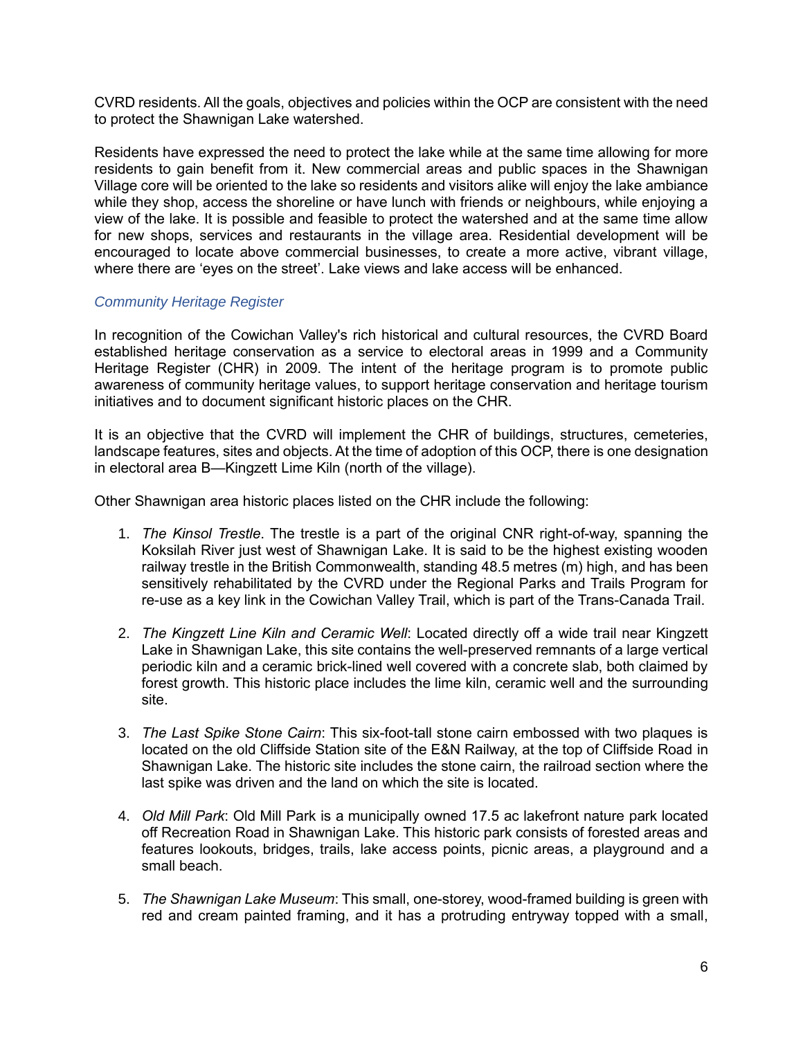CVRD residents. All the goals, objectives and policies within the OCP are consistent with the need to protect the Shawnigan Lake watershed.

Residents have expressed the need to protect the lake while at the same time allowing for more residents to gain benefit from it. New commercial areas and public spaces in the Shawnigan Village core will be oriented to the lake so residents and visitors alike will enjoy the lake ambiance while they shop, access the shoreline or have lunch with friends or neighbours, while enjoying a view of the lake. It is possible and feasible to protect the watershed and at the same time allow for new shops, services and restaurants in the village area. Residential development will be encouraged to locate above commercial businesses, to create a more active, vibrant village, where there are 'eyes on the street'. Lake views and lake access will be enhanced.

### *Community Heritage Register*

In recognition of the Cowichan Valley's rich historical and cultural resources, the CVRD Board established heritage conservation as a service to electoral areas in 1999 and a Community Heritage Register (CHR) in 2009. The intent of the heritage program is to promote public awareness of community heritage values, to support heritage conservation and heritage tourism initiatives and to document significant historic places on the CHR.

It is an objective that the CVRD will implement the CHR of buildings, structures, cemeteries, landscape features, sites and objects. At the time of adoption of this OCP, there is one designation in electoral area B—Kingzett Lime Kiln (north of the village).

Other Shawnigan area historic places listed on the CHR include the following:

1. *The Kinsol Trestle*. The trestle is a part of the original CNR right-of-way, spanning the Koksilah River just west of Shawnigan Lake. It is said to be the highest existing wooden railway trestle in the British Commonwealth, standing 48.5 metres (m) high, and has been sensitively rehabilitated by the CVRD under the Regional Parks and Trails Program for re-use as a key link in the Cowichan Valley Trail, which is part of the Trans-Canada Trail.

2. *The Kingzett Line Kiln and Ceramic Well*: Located directly off a wide trail near Kingzett Lake in Shawnigan Lake, this site contains the well-preserved remnants of a large vertical periodic kiln and a ceramic brick-lined well covered with a concrete slab, both claimed by forest growth. This historic place includes the lime kiln, ceramic well and the surrounding site.

3. *The Last Spike Stone Cairn*: This six-foot-tall stone cairn embossed with two plaques is located on the old Cliffside Station site of the E&N Railway, at the top of Cliffside Road in Shawnigan Lake. The historic site includes the stone cairn, the railroad section where the last spike was driven and the land on which the site is located.

4. *Old Mill Park*: Old Mill Park is a municipally owned 17.5 ac lakefront nature park located off Recreation Road in Shawnigan Lake. This historic park consists of forested areas and features lookouts, bridges, trails, lake access points, picnic areas, a playground and a small beach.

5. *The Shawnigan Lake Museum*: This small, one-storey, wood-framed building is green with red and cream painted framing, and it has a protruding entryway topped with a small,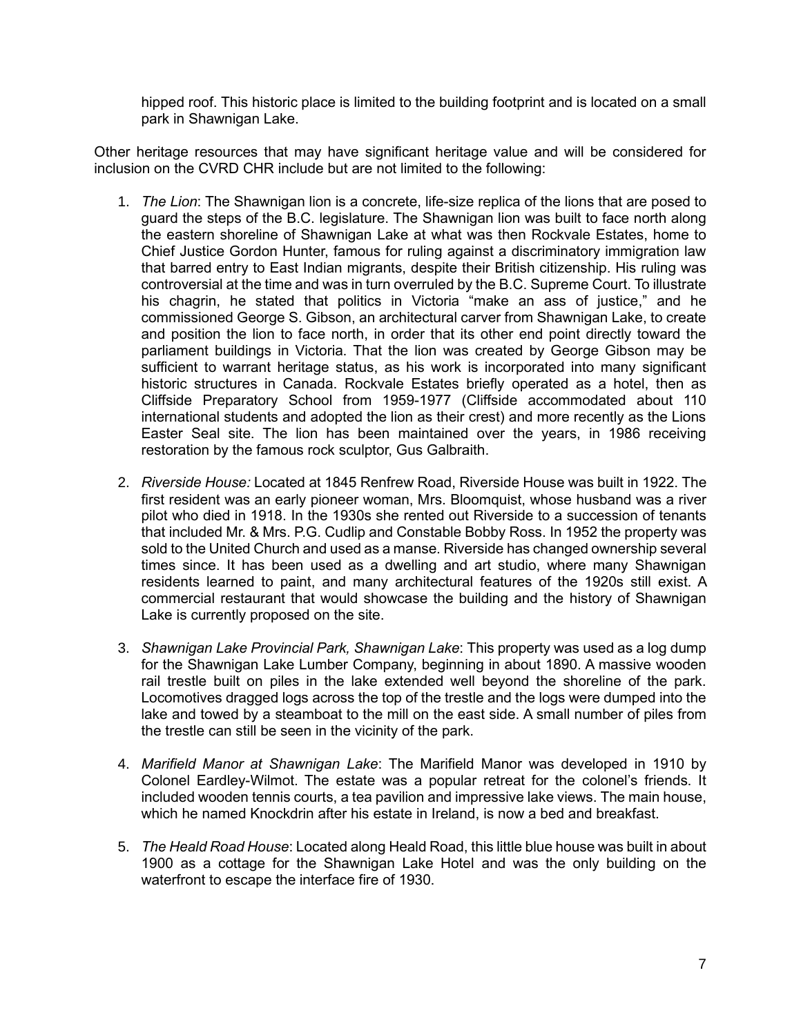hipped roof. This historic place is limited to the building footprint and is located on a small park in Shawnigan Lake.

Other heritage resources that may have significant heritage value and will be considered for inclusion on the CVRD CHR include but are not limited to the following:

1. *The Lion*: The Shawnigan lion is a concrete, life-size replica of the lions that are posed to guard the steps of the B.C. legislature. The Shawnigan lion was built to face north along the eastern shoreline of Shawnigan Lake at what was then Rockvale Estates, home to Chief Justice Gordon Hunter, famous for ruling against a discriminatory immigration law that barred entry to East Indian migrants, despite their British citizenship. His ruling was controversial at the time and was in turn overruled by the B.C. Supreme Court. To illustrate his chagrin, he stated that politics in Victoria "make an ass of justice," and he commissioned George S. Gibson, an architectural carver from Shawnigan Lake, to create and position the lion to face north, in order that its other end point directly toward the parliament buildings in Victoria. That the lion was created by George Gibson may be sufficient to warrant heritage status, as his work is incorporated into many significant historic structures in Canada. Rockvale Estates briefly operated as a hotel, then as Cliffside Preparatory School from 1959-1977 (Cliffside accommodated about 110 international students and adopted the lion as their crest) and more recently as the Lions Easter Seal site. The lion has been maintained over the years, in 1986 receiving restoration by the famous rock sculptor, Gus Galbraith.

2. *Riverside House:* Located at 1845 Renfrew Road, Riverside House was built in 1922. The first resident was an early pioneer woman, Mrs. Bloomquist, whose husband was a river pilot who died in 1918. In the 1930s she rented out Riverside to a succession of tenants that included Mr. & Mrs. P.G. Cudlip and Constable Bobby Ross. In 1952 the property was sold to the United Church and used as a manse. Riverside has changed ownership several times since. It has been used as a dwelling and art studio, where many Shawnigan residents learned to paint, and many architectural features of the 1920s still exist. A commercial restaurant that would showcase the building and the history of Shawnigan Lake is currently proposed on the site.

3. *Shawnigan Lake Provincial Park, Shawnigan Lake*: This property was used as a log dump for the Shawnigan Lake Lumber Company, beginning in about 1890. A massive wooden rail trestle built on piles in the lake extended well beyond the shoreline of the park. Locomotives dragged logs across the top of the trestle and the logs were dumped into the lake and towed by a steamboat to the mill on the east side. A small number of piles from the trestle can still be seen in the vicinity of the park.

4. *Marifield Manor at Shawnigan Lake*: The Marifield Manor was developed in 1910 by Colonel Eardley-Wilmot. The estate was a popular retreat for the colonel's friends. It included wooden tennis courts, a tea pavilion and impressive lake views. The main house, which he named Knockdrin after his estate in Ireland, is now a bed and breakfast.

5. *The Heald Road House*: Located along Heald Road, this little blue house was built in about 1900 as a cottage for the Shawnigan Lake Hotel and was the only building on the waterfront to escape the interface fire of 1930.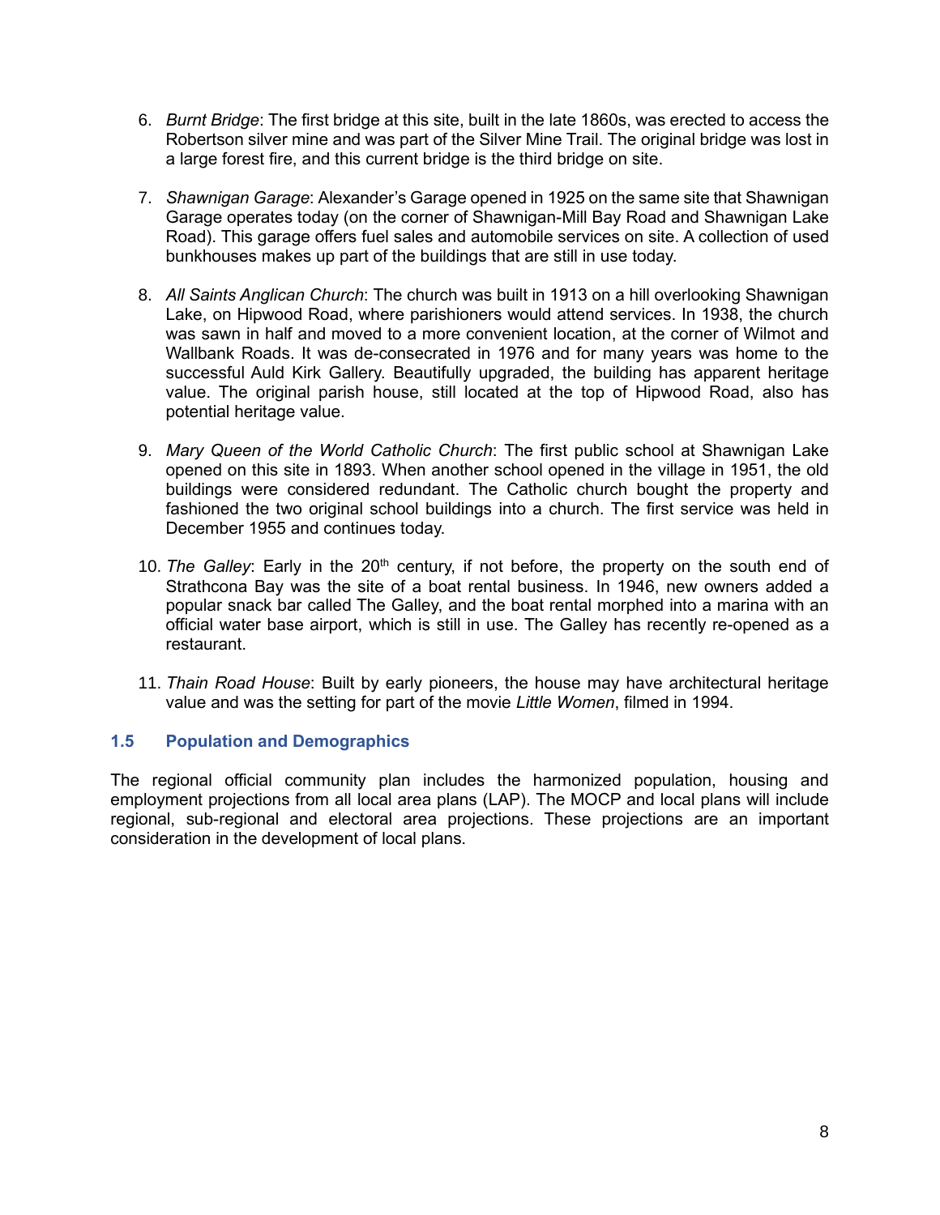6. *Burnt Bridge*: The first bridge at this site, built in the late 1860s, was erected to access the Robertson silver mine and was part of the Silver Mine Trail. The original bridge was lost in a large forest fire, and this current bridge is the third bridge on site.

7. *Shawnigan Garage*: Alexander's Garage opened in 1925 on the same site that Shawnigan Garage operates today (on the corner of Shawnigan-Mill Bay Road and Shawnigan Lake Road). This garage offers fuel sales and automobile services on site. A collection of used bunkhouses makes up part of the buildings that are still in use today.

8. *All Saints Anglican Church*: The church was built in 1913 on a hill overlooking Shawnigan Lake, on Hipwood Road, where parishioners would attend services. In 1938, the church was sawn in half and moved to a more convenient location, at the corner of Wilmot and Wallbank Roads. It was de-consecrated in 1976 and for many years was home to the successful Auld Kirk Gallery. Beautifully upgraded, the building has apparent heritage value. The original parish house, still located at the top of Hipwood Road, also has potential heritage value.

9. *Mary Queen of the World Catholic Church*: The first public school at Shawnigan Lake opened on this site in 1893. When another school opened in the village in 1951, the old buildings were considered redundant. The Catholic church bought the property and fashioned the two original school buildings into a church. The first service was held in December 1955 and continues today.

10. *The Galley*: Early in the 20th century, if not before, the property on the south end of Strathcona Bay was the site of a boat rental business. In 1946, new owners added a popular snack bar called The Galley, and the boat rental morphed into a marina with an official water base airport, which is still in use. The Galley has recently re-opened as a restaurant.

11. *Thain Road House*: Built by early pioneers, the house may have architectural heritage value and was the setting for part of the movie *Little Women*, filmed in 1994.

### 1.5 Population and Demographics

The regional official community plan includes the harmonized population, housing and employment projections from all local area plans (LAP). The MOCP and local plans will include regional, sub-regional and electoral area projections. These projections are an important consideration in the development of local plans.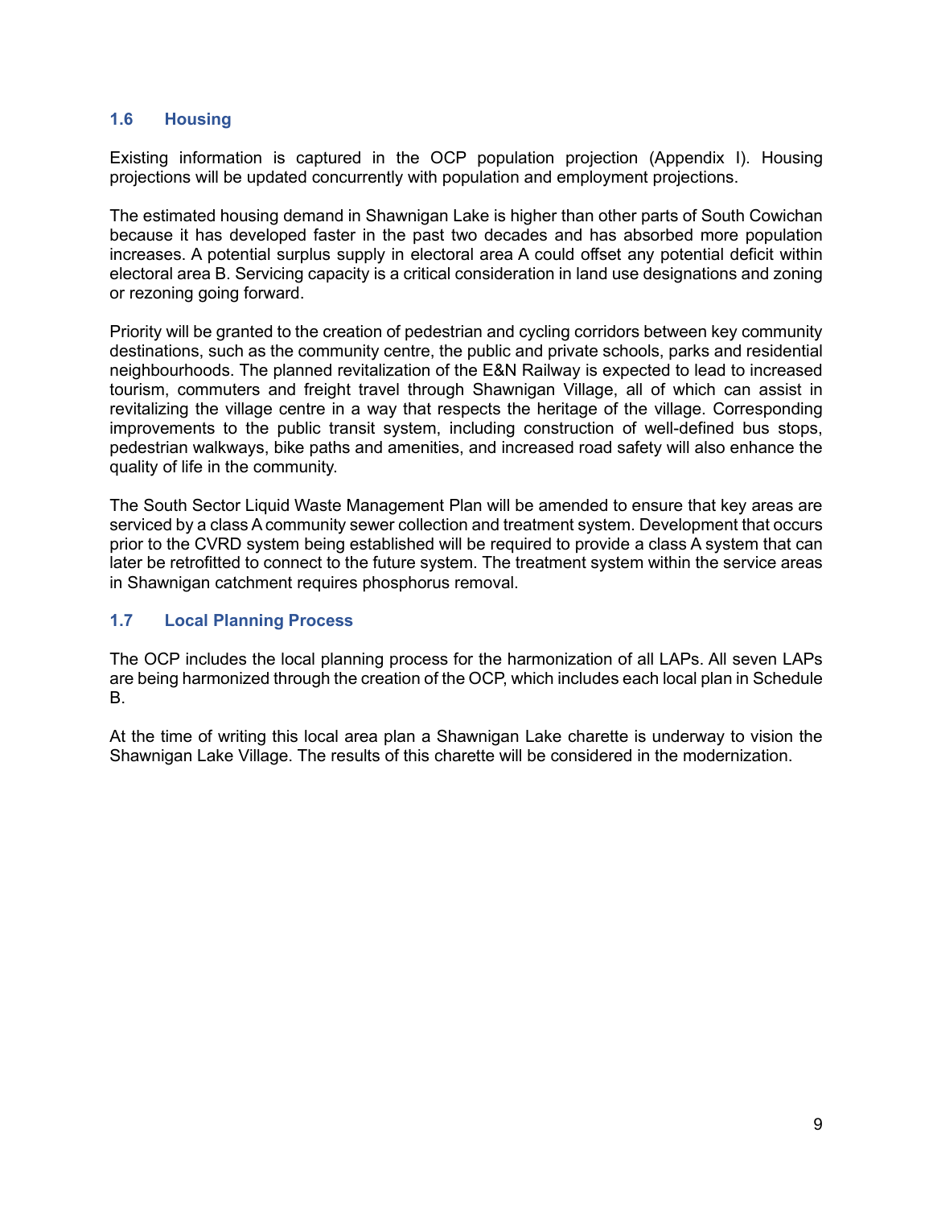## 1.6 Housing

Existing information is captured in the OCP population projection (Appendix I). Housing projections will be updated concurrently with population and employment projections.

The estimated housing demand in Shawnigan Lake is higher than other parts of South Cowichan because it has developed faster in the past two decades and has absorbed more population increases. A potential surplus supply in electoral area A could offset any potential deficit within electoral area B. Servicing capacity is a critical consideration in land use designations and zoning or rezoning going forward.

Priority will be granted to the creation of pedestrian and cycling corridors between key community destinations, such as the community centre, the public and private schools, parks and residential neighbourhoods. The planned revitalization of the E&N Railway is expected to lead to increased tourism, commuters and freight travel through Shawnigan Village, all of which can assist in revitalizing the village centre in a way that respects the heritage of the village. Corresponding improvements to the public transit system, including construction of well-defined bus stops, pedestrian walkways, bike paths and amenities, and increased road safety will also enhance the quality of life in the community.

The South Sector Liquid Waste Management Plan will be amended to ensure that key areas are serviced by a class A community sewer collection and treatment system. Development that occurs prior to the CVRD system being established will be required to provide a class A system that can later be retrofitted to connect to the future system. The treatment system within the service areas in Shawnigan catchment requires phosphorus removal.

## 1.7 Local Planning Process

The OCP includes the local planning process for the harmonization of all LAPs. All seven LAPs are being harmonized through the creation of the OCP, which includes each local plan in Schedule B.

At the time of writing this local area plan a Shawnigan Lake charette is underway to vision the Shawnigan Lake Village. The results of this charette will be considered in the modernization.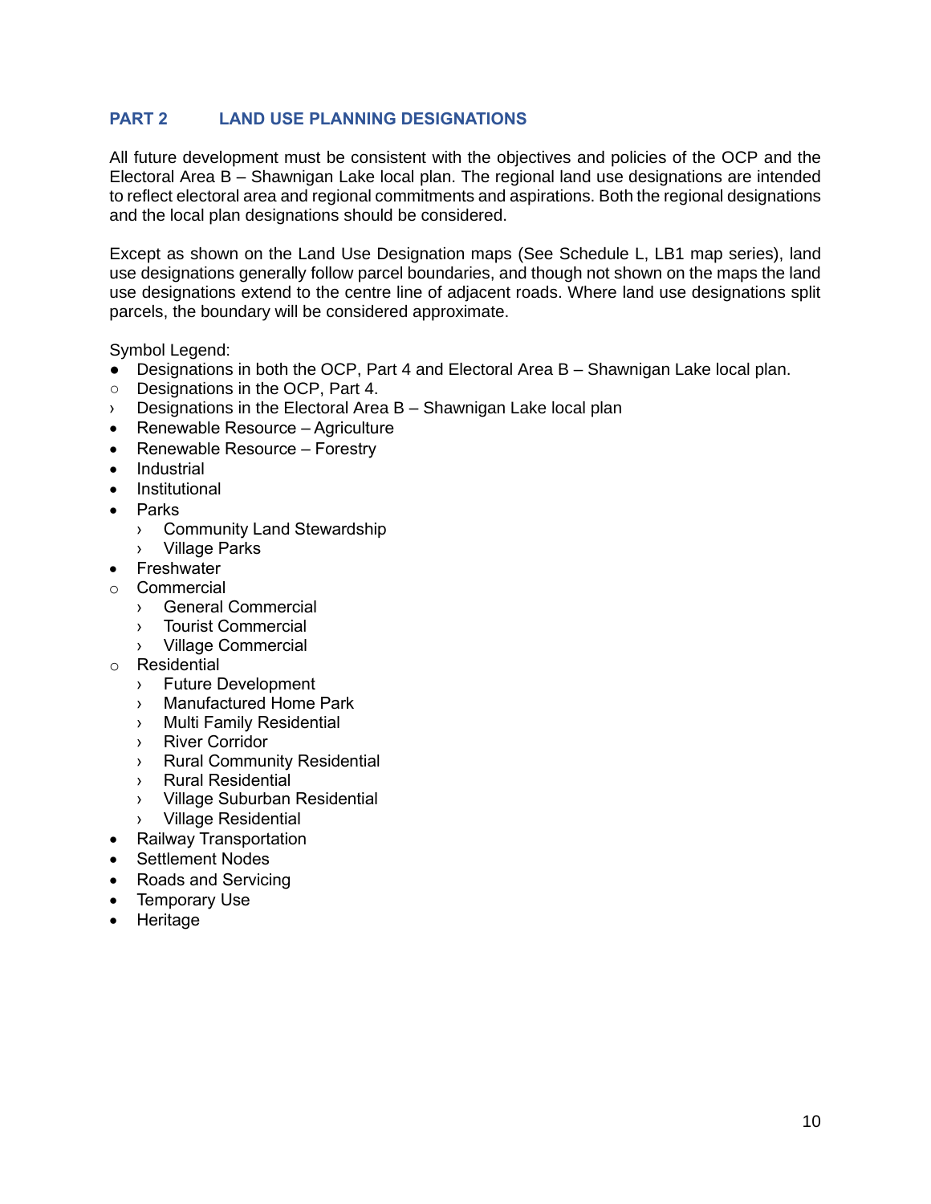## PART 2 LAND USE PLANNING DESIGNATIONS

All future development must be consistent with the objectives and policies of the OCP and the Electoral Area B – Shawnigan Lake local plan. The regional land use designations are intended to reflect electoral area and regional commitments and aspirations. Both the regional designations and the local plan designations should be considered.

Except as shown on the Land Use Designation maps (See Schedule L, LB1 map series), land use designations generally follow parcel boundaries, and though not shown on the maps the land use designations extend to the centre line of adjacent roads. Where land use designations split parcels, the boundary will be considered approximate.

Symbol Legend:

- ● Designations in both the OCP, Part 4 and Electoral Area B – Shawnigan Lake local plan.
- ○ Designations in the OCP, Part 4.
- › Designations in the Electoral Area B – Shawnigan Lake local plan

- • Renewable Resource – Agriculture
- • Renewable Resource – Forestry
- • Industrial
- • Institutional
- • Parks
  - › Community Land Stewardship
  - › Village Parks
- • Freshwater
- ○ Commercial
  - › General Commercial
  - › Tourist Commercial
  - › Village Commercial
- ○ Residential
  - › Future Development
  - › Manufactured Home Park
  - › Multi Family Residential
  - › River Corridor
  - › Rural Community Residential
  - › Rural Residential
  - › Village Suburban Residential
  - › Village Residential
- • Railway Transportation
- • Settlement Nodes
- • Roads and Servicing
- • Temporary Use
- • Heritage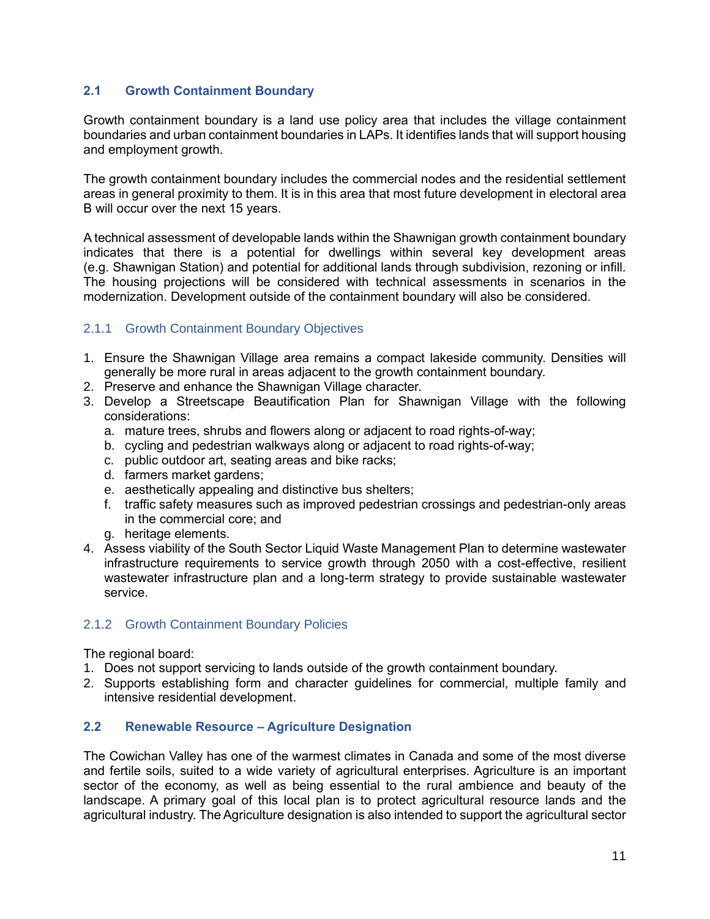## 2.1 Growth Containment Boundary

Growth containment boundary is a land use policy area that includes the village containment boundaries and urban containment boundaries in LAPs. It identifies lands that will support housing and employment growth.

The growth containment boundary includes the commercial nodes and the residential settlement areas in general proximity to them. It is in this area that most future development in electoral area B will occur over the next 15 years.

A technical assessment of developable lands within the Shawnigan growth containment boundary indicates that there is a potential for dwellings within several key development areas (e.g. Shawnigan Station) and potential for additional lands through subdivision, rezoning or infill. The housing projections will be considered with technical assessments in scenarios in the modernization. Development outside of the containment boundary will also be considered.

### 2.1.1 Growth Containment Boundary Objectives

1. Ensure the Shawnigan Village area remains a compact lakeside community. Densities will generally be more rural in areas adjacent to the growth containment boundary.
2. Preserve and enhance the Shawnigan Village character.
3. Develop a Streetscape Beautification Plan for Shawnigan Village with the following considerations:
   a. mature trees, shrubs and flowers along or adjacent to road rights-of-way;
   b. cycling and pedestrian walkways along or adjacent to road rights-of-way;
   c. public outdoor art, seating areas and bike racks;
   d. farmers market gardens;
   e. aesthetically appealing and distinctive bus shelters;
   f. traffic safety measures such as improved pedestrian crossings and pedestrian-only areas in the commercial core; and
   g. heritage elements.
4. Assess viability of the South Sector Liquid Waste Management Plan to determine wastewater infrastructure requirements to service growth through 2050 with a cost-effective, resilient wastewater infrastructure plan and a long-term strategy to provide sustainable wastewater service.

### 2.1.2 Growth Containment Boundary Policies

The regional board:
1. Does not support servicing to lands outside of the growth containment boundary.
2. Supports establishing form and character guidelines for commercial, multiple family and intensive residential development.

## 2.2 Renewable Resource – Agriculture Designation

The Cowichan Valley has one of the warmest climates in Canada and some of the most diverse and fertile soils, suited to a wide variety of agricultural enterprises. Agriculture is an important sector of the economy, as well as being essential to the rural ambience and beauty of the landscape. A primary goal of this local plan is to protect agricultural resource lands and the agricultural industry. The Agriculture designation is also intended to support the agricultural sector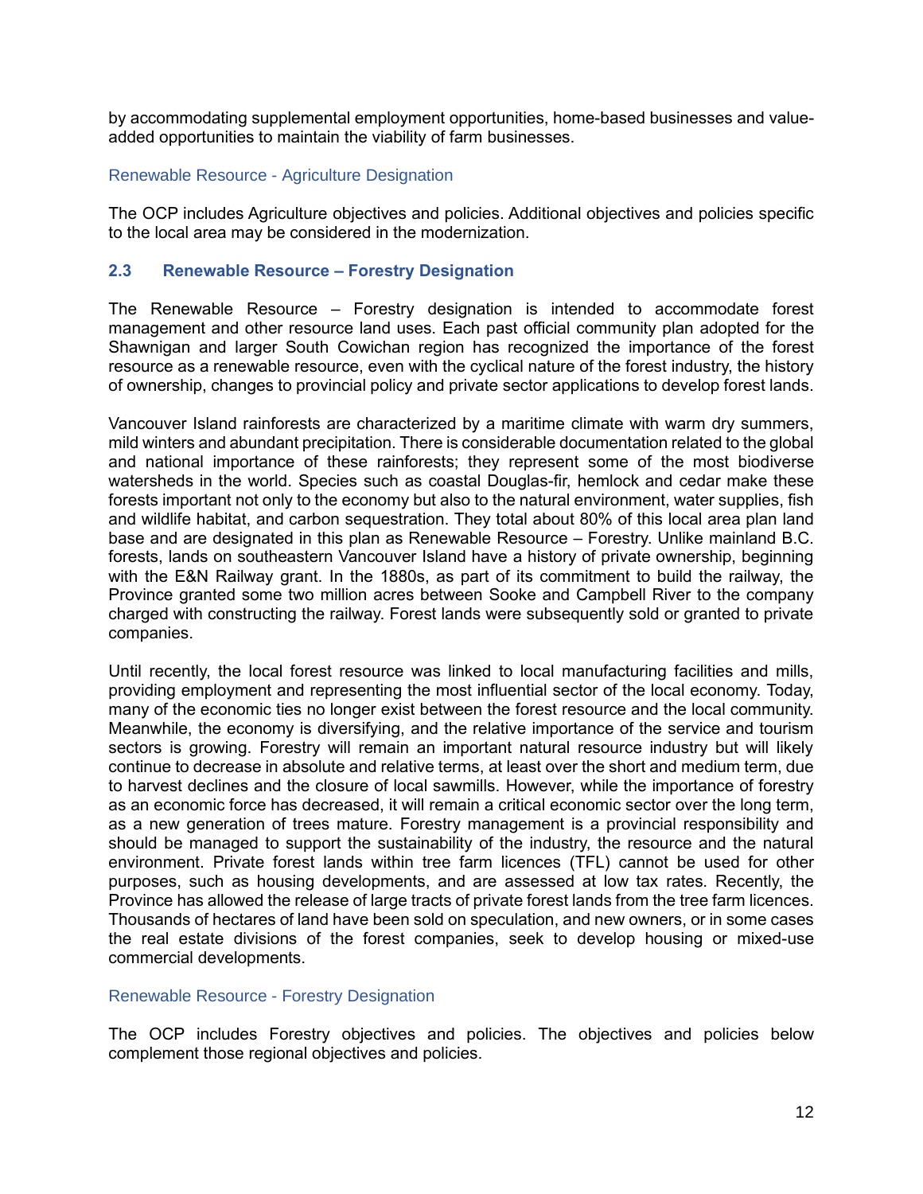by accommodating supplemental employment opportunities, home-based businesses and value-added opportunities to maintain the viability of farm businesses.

### Renewable Resource - Agriculture Designation

The OCP includes Agriculture objectives and policies. Additional objectives and policies specific to the local area may be considered in the modernization.

## 2.3 Renewable Resource – Forestry Designation

The Renewable Resource – Forestry designation is intended to accommodate forest management and other resource land uses. Each past official community plan adopted for the Shawnigan and larger South Cowichan region has recognized the importance of the forest resource as a renewable resource, even with the cyclical nature of the forest industry, the history of ownership, changes to provincial policy and private sector applications to develop forest lands.

Vancouver Island rainforests are characterized by a maritime climate with warm dry summers, mild winters and abundant precipitation. There is considerable documentation related to the global and national importance of these rainforests; they represent some of the most biodiverse watersheds in the world. Species such as coastal Douglas-fir, hemlock and cedar make these forests important not only to the economy but also to the natural environment, water supplies, fish and wildlife habitat, and carbon sequestration. They total about 80% of this local area plan land base and are designated in this plan as Renewable Resource – Forestry. Unlike mainland B.C. forests, lands on southeastern Vancouver Island have a history of private ownership, beginning with the E&N Railway grant. In the 1880s, as part of its commitment to build the railway, the Province granted some two million acres between Sooke and Campbell River to the company charged with constructing the railway. Forest lands were subsequently sold or granted to private companies.

Until recently, the local forest resource was linked to local manufacturing facilities and mills, providing employment and representing the most influential sector of the local economy. Today, many of the economic ties no longer exist between the forest resource and the local community. Meanwhile, the economy is diversifying, and the relative importance of the service and tourism sectors is growing. Forestry will remain an important natural resource industry but will likely continue to decrease in absolute and relative terms, at least over the short and medium term, due to harvest declines and the closure of local sawmills. However, while the importance of forestry as an economic force has decreased, it will remain a critical economic sector over the long term, as a new generation of trees mature. Forestry management is a provincial responsibility and should be managed to support the sustainability of the industry, the resource and the natural environment. Private forest lands within tree farm licences (TFL) cannot be used for other purposes, such as housing developments, and are assessed at low tax rates. Recently, the Province has allowed the release of large tracts of private forest lands from the tree farm licences. Thousands of hectares of land have been sold on speculation, and new owners, or in some cases the real estate divisions of the forest companies, seek to develop housing or mixed-use commercial developments.

### Renewable Resource - Forestry Designation

The OCP includes Forestry objectives and policies. The objectives and policies below complement those regional objectives and policies.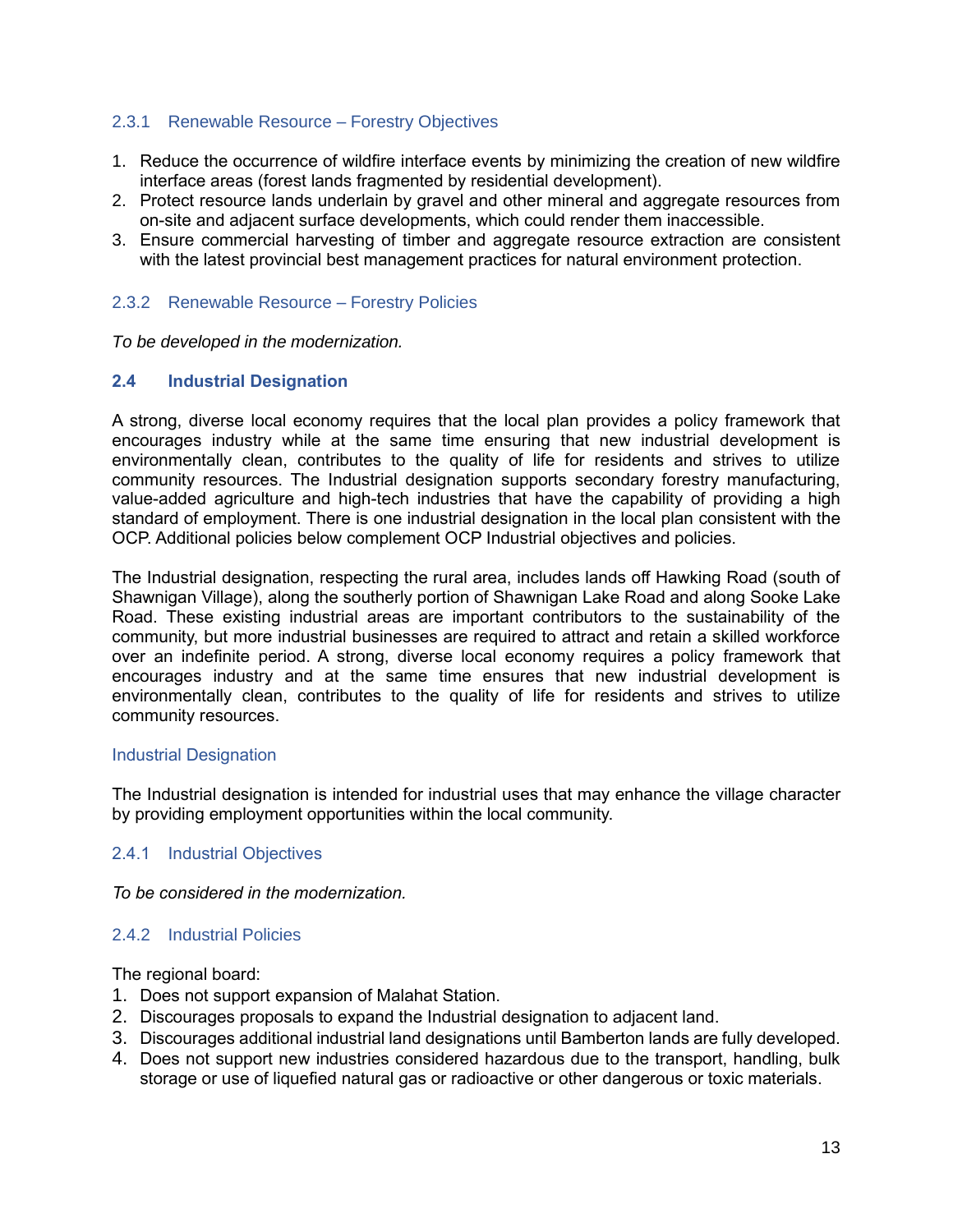### 2.3.1 Renewable Resource – Forestry Objectives

1. Reduce the occurrence of wildfire interface events by minimizing the creation of new wildfire interface areas (forest lands fragmented by residential development).
2. Protect resource lands underlain by gravel and other mineral and aggregate resources from on-site and adjacent surface developments, which could render them inaccessible.
3. Ensure commercial harvesting of timber and aggregate resource extraction are consistent with the latest provincial best management practices for natural environment protection.

### 2.3.2 Renewable Resource – Forestry Policies

*To be developed in the modernization.*

## 2.4 Industrial Designation

A strong, diverse local economy requires that the local plan provides a policy framework that encourages industry while at the same time ensuring that new industrial development is environmentally clean, contributes to the quality of life for residents and strives to utilize community resources. The Industrial designation supports secondary forestry manufacturing, value-added agriculture and high-tech industries that have the capability of providing a high standard of employment. There is one industrial designation in the local plan consistent with the OCP. Additional policies below complement OCP Industrial objectives and policies.

The Industrial designation, respecting the rural area, includes lands off Hawking Road (south of Shawnigan Village), along the southerly portion of Shawnigan Lake Road and along Sooke Lake Road. These existing industrial areas are important contributors to the sustainability of the community, but more industrial businesses are required to attract and retain a skilled workforce over an indefinite period. A strong, diverse local economy requires a policy framework that encourages industry and at the same time ensures that new industrial development is environmentally clean, contributes to the quality of life for residents and strives to utilize community resources.

### Industrial Designation

The Industrial designation is intended for industrial uses that may enhance the village character by providing employment opportunities within the local community.

### 2.4.1 Industrial Objectives

*To be considered in the modernization.*

### 2.4.2 Industrial Policies

The regional board:

1. Does not support expansion of Malahat Station.
2. Discourages proposals to expand the Industrial designation to adjacent land.
3. Discourages additional industrial land designations until Bamberton lands are fully developed.
4. Does not support new industries considered hazardous due to the transport, handling, bulk storage or use of liquefied natural gas or radioactive or other dangerous or toxic materials.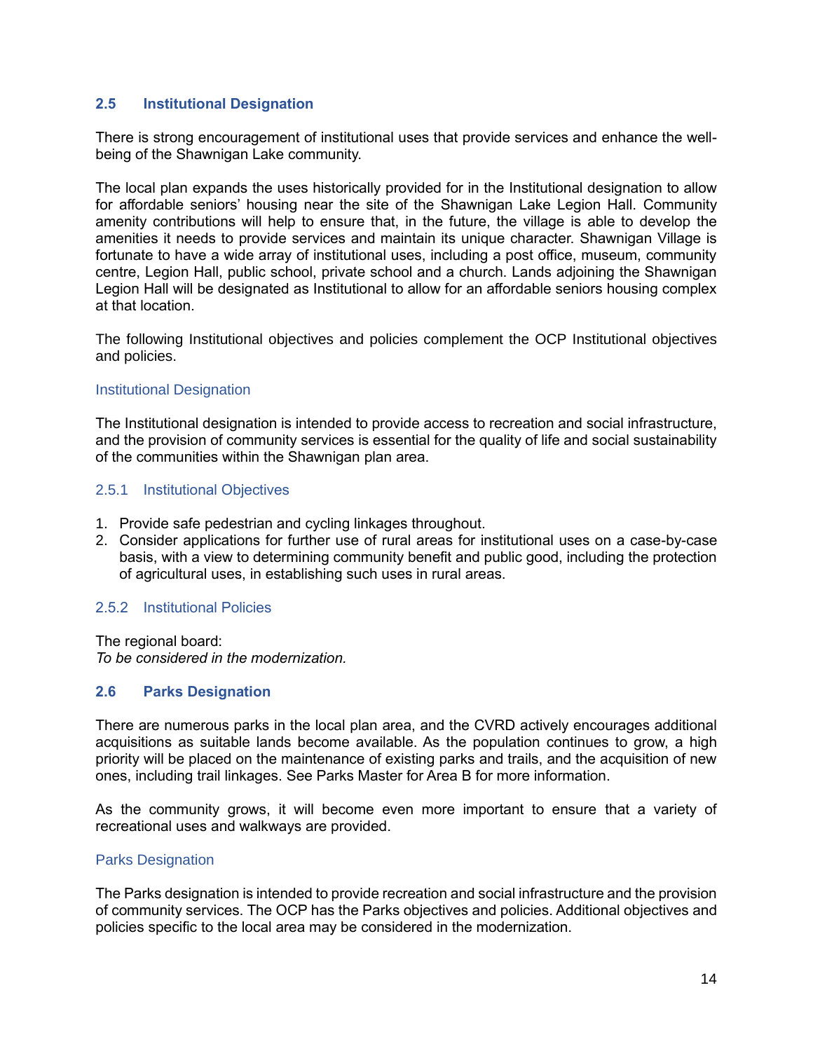## 2.5 Institutional Designation

There is strong encouragement of institutional uses that provide services and enhance the well-being of the Shawnigan Lake community.

The local plan expands the uses historically provided for in the Institutional designation to allow for affordable seniors' housing near the site of the Shawnigan Lake Legion Hall. Community amenity contributions will help to ensure that, in the future, the village is able to develop the amenities it needs to provide services and maintain its unique character. Shawnigan Village is fortunate to have a wide array of institutional uses, including a post office, museum, community centre, Legion Hall, public school, private school and a church. Lands adjoining the Shawnigan Legion Hall will be designated as Institutional to allow for an affordable seniors housing complex at that location.

The following Institutional objectives and policies complement the OCP Institutional objectives and policies.

### Institutional Designation

The Institutional designation is intended to provide access to recreation and social infrastructure, and the provision of community services is essential for the quality of life and social sustainability of the communities within the Shawnigan plan area.

### 2.5.1 Institutional Objectives

1. Provide safe pedestrian and cycling linkages throughout.
2. Consider applications for further use of rural areas for institutional uses on a case-by-case basis, with a view to determining community benefit and public good, including the protection of agricultural uses, in establishing such uses in rural areas.

### 2.5.2 Institutional Policies

The regional board:
*To be considered in the modernization.*

## 2.6 Parks Designation

There are numerous parks in the local plan area, and the CVRD actively encourages additional acquisitions as suitable lands become available. As the population continues to grow, a high priority will be placed on the maintenance of existing parks and trails, and the acquisition of new ones, including trail linkages. See Parks Master for Area B for more information.

As the community grows, it will become even more important to ensure that a variety of recreational uses and walkways are provided.

### Parks Designation

The Parks designation is intended to provide recreation and social infrastructure and the provision of community services. The OCP has the Parks objectives and policies. Additional objectives and policies specific to the local area may be considered in the modernization.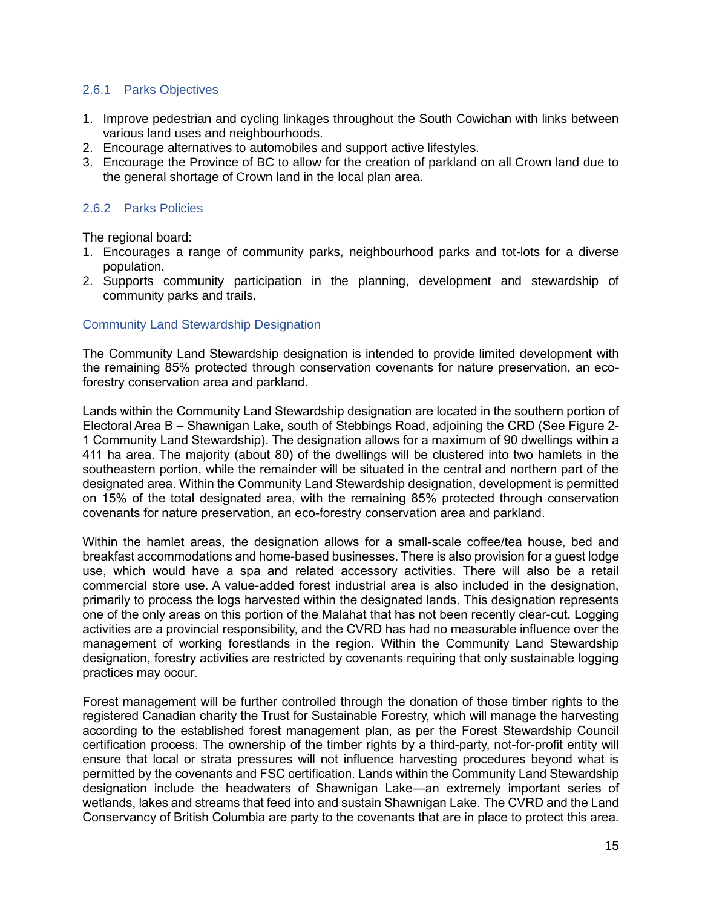### 2.6.1 Parks Objectives

1. Improve pedestrian and cycling linkages throughout the South Cowichan with links between various land uses and neighbourhoods.
2. Encourage alternatives to automobiles and support active lifestyles.
3. Encourage the Province of BC to allow for the creation of parkland on all Crown land due to the general shortage of Crown land in the local plan area.

### 2.6.2 Parks Policies

The regional board:

1. Encourages a range of community parks, neighbourhood parks and tot-lots for a diverse population.
2. Supports community participation in the planning, development and stewardship of community parks and trails.

#### Community Land Stewardship Designation

The Community Land Stewardship designation is intended to provide limited development with the remaining 85% protected through conservation covenants for nature preservation, an eco-forestry conservation area and parkland.

Lands within the Community Land Stewardship designation are located in the southern portion of Electoral Area B – Shawnigan Lake, south of Stebbings Road, adjoining the CRD (See Figure 2-1 Community Land Stewardship). The designation allows for a maximum of 90 dwellings within a 411 ha area. The majority (about 80) of the dwellings will be clustered into two hamlets in the southeastern portion, while the remainder will be situated in the central and northern part of the designated area. Within the Community Land Stewardship designation, development is permitted on 15% of the total designated area, with the remaining 85% protected through conservation covenants for nature preservation, an eco-forestry conservation area and parkland.

Within the hamlet areas, the designation allows for a small-scale coffee/tea house, bed and breakfast accommodations and home-based businesses. There is also provision for a guest lodge use, which would have a spa and related accessory activities. There will also be a retail commercial store use. A value-added forest industrial area is also included in the designation, primarily to process the logs harvested within the designated lands. This designation represents one of the only areas on this portion of the Malahat that has not been recently clear-cut. Logging activities are a provincial responsibility, and the CVRD has had no measurable influence over the management of working forestlands in the region. Within the Community Land Stewardship designation, forestry activities are restricted by covenants requiring that only sustainable logging practices may occur.

Forest management will be further controlled through the donation of those timber rights to the registered Canadian charity the Trust for Sustainable Forestry, which will manage the harvesting according to the established forest management plan, as per the Forest Stewardship Council certification process. The ownership of the timber rights by a third-party, not-for-profit entity will ensure that local or strata pressures will not influence harvesting procedures beyond what is permitted by the covenants and FSC certification. Lands within the Community Land Stewardship designation include the headwaters of Shawnigan Lake—an extremely important series of wetlands, lakes and streams that feed into and sustain Shawnigan Lake. The CVRD and the Land Conservancy of British Columbia are party to the covenants that are in place to protect this area.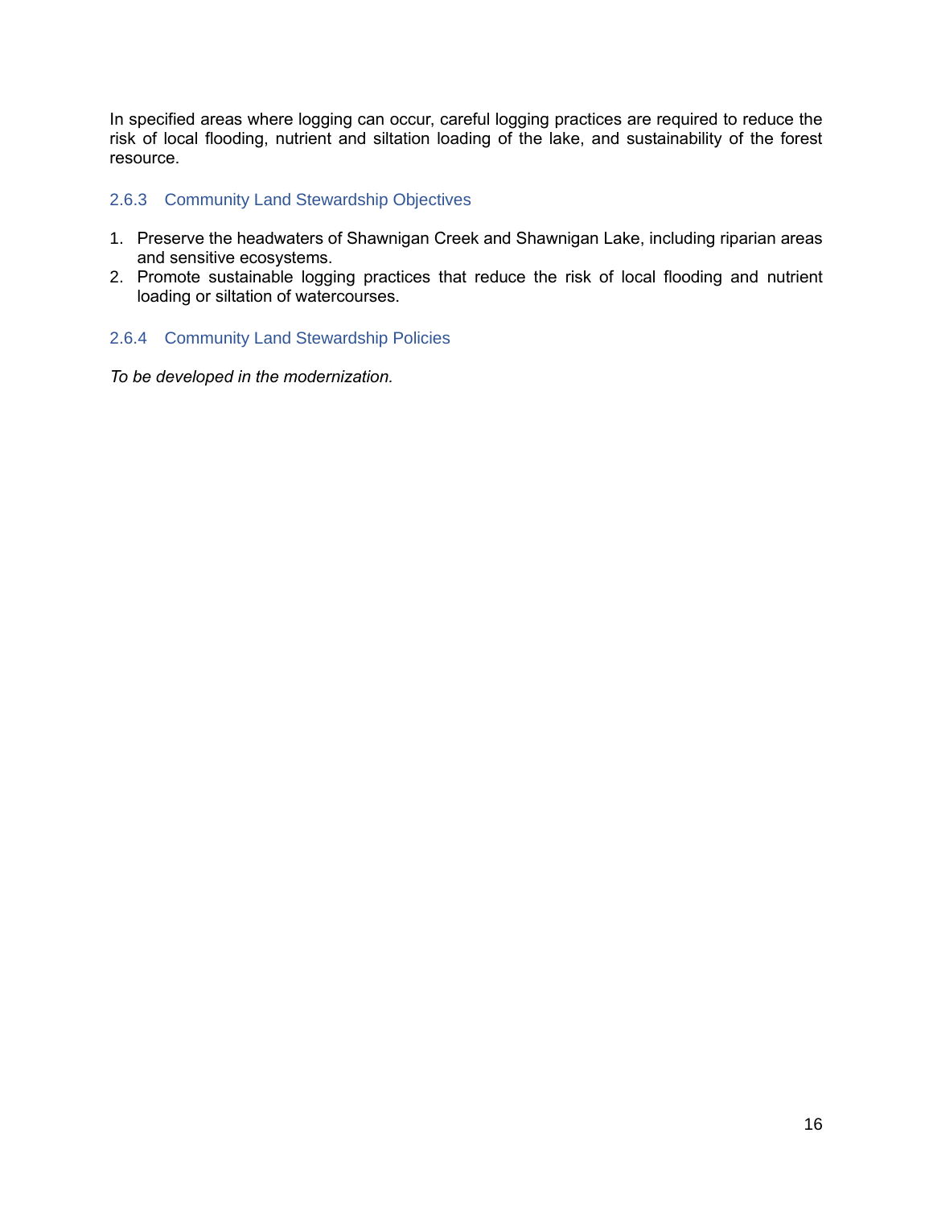In specified areas where logging can occur, careful logging practices are required to reduce the risk of local flooding, nutrient and siltation loading of the lake, and sustainability of the forest resource.

### 2.6.3 Community Land Stewardship Objectives

1. Preserve the headwaters of Shawnigan Creek and Shawnigan Lake, including riparian areas and sensitive ecosystems.
2. Promote sustainable logging practices that reduce the risk of local flooding and nutrient loading or siltation of watercourses.

### 2.6.4 Community Land Stewardship Policies

*To be developed in the modernization.*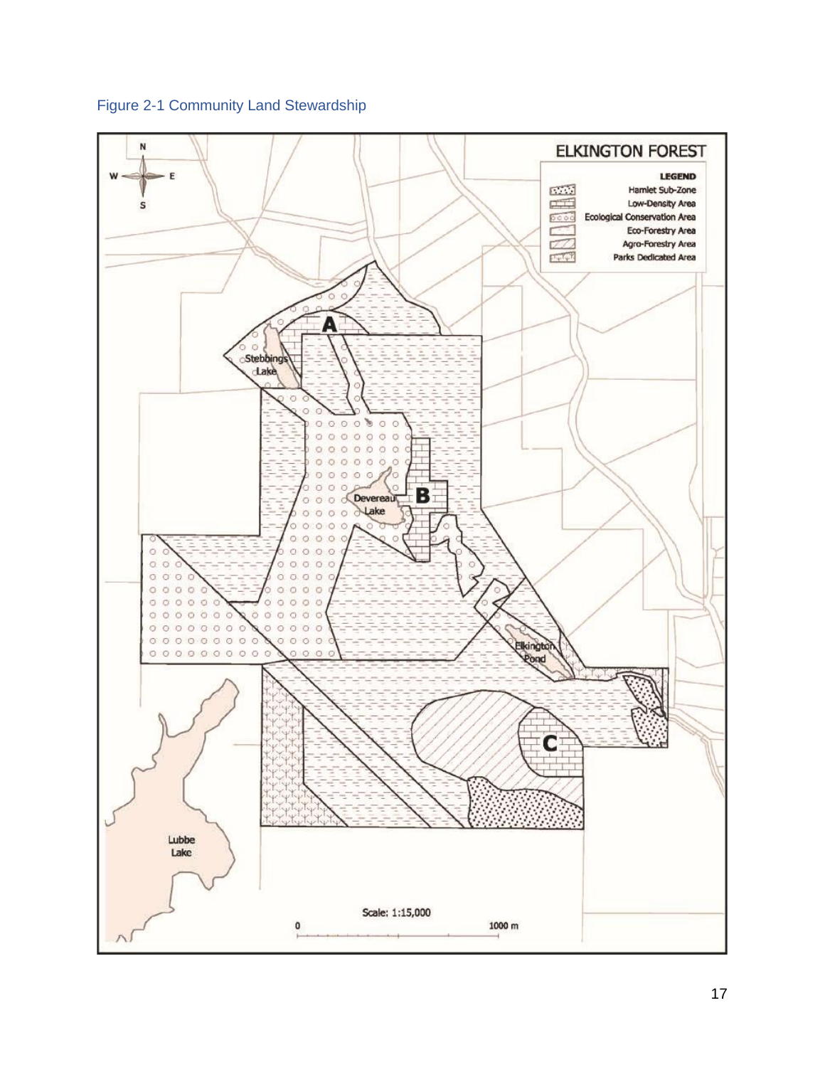Figure 2-1 Community Land Stewardship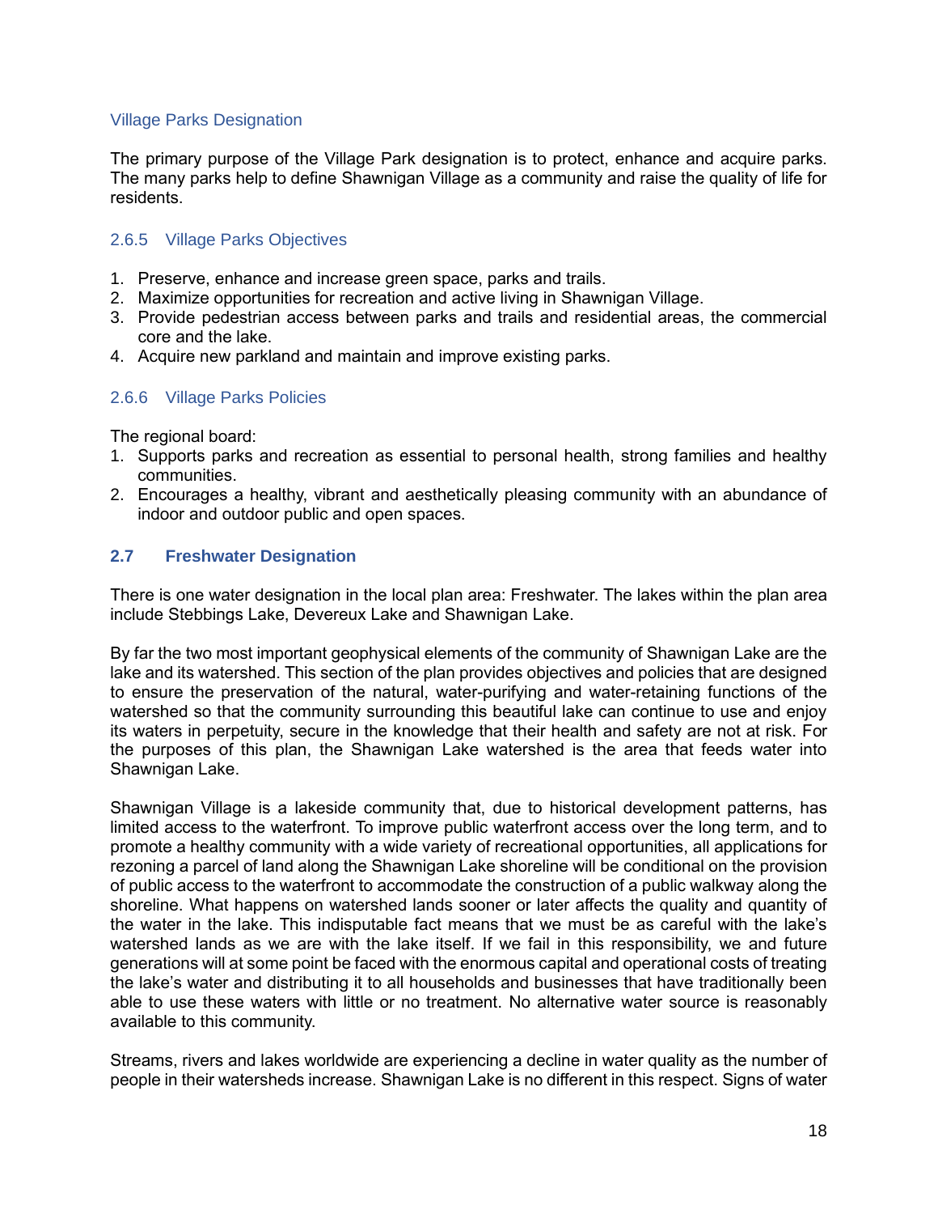### Village Parks Designation

The primary purpose of the Village Park designation is to protect, enhance and acquire parks. The many parks help to define Shawnigan Village as a community and raise the quality of life for residents.

### 2.6.5 Village Parks Objectives

1. Preserve, enhance and increase green space, parks and trails.
2. Maximize opportunities for recreation and active living in Shawnigan Village.
3. Provide pedestrian access between parks and trails and residential areas, the commercial core and the lake.
4. Acquire new parkland and maintain and improve existing parks.

### 2.6.6 Village Parks Policies

The regional board:

1. Supports parks and recreation as essential to personal health, strong families and healthy communities.
2. Encourages a healthy, vibrant and aesthetically pleasing community with an abundance of indoor and outdoor public and open spaces.

## 2.7 Freshwater Designation

There is one water designation in the local plan area: Freshwater. The lakes within the plan area include Stebbings Lake, Devereux Lake and Shawnigan Lake.

By far the two most important geophysical elements of the community of Shawnigan Lake are the lake and its watershed. This section of the plan provides objectives and policies that are designed to ensure the preservation of the natural, water-purifying and water-retaining functions of the watershed so that the community surrounding this beautiful lake can continue to use and enjoy its waters in perpetuity, secure in the knowledge that their health and safety are not at risk. For the purposes of this plan, the Shawnigan Lake watershed is the area that feeds water into Shawnigan Lake.

Shawnigan Village is a lakeside community that, due to historical development patterns, has limited access to the waterfront. To improve public waterfront access over the long term, and to promote a healthy community with a wide variety of recreational opportunities, all applications for rezoning a parcel of land along the Shawnigan Lake shoreline will be conditional on the provision of public access to the waterfront to accommodate the construction of a public walkway along the shoreline. What happens on watershed lands sooner or later affects the quality and quantity of the water in the lake. This indisputable fact means that we must be as careful with the lake's watershed lands as we are with the lake itself. If we fail in this responsibility, we and future generations will at some point be faced with the enormous capital and operational costs of treating the lake's water and distributing it to all households and businesses that have traditionally been able to use these waters with little or no treatment. No alternative water source is reasonably available to this community.

Streams, rivers and lakes worldwide are experiencing a decline in water quality as the number of people in their watersheds increase. Shawnigan Lake is no different in this respect. Signs of water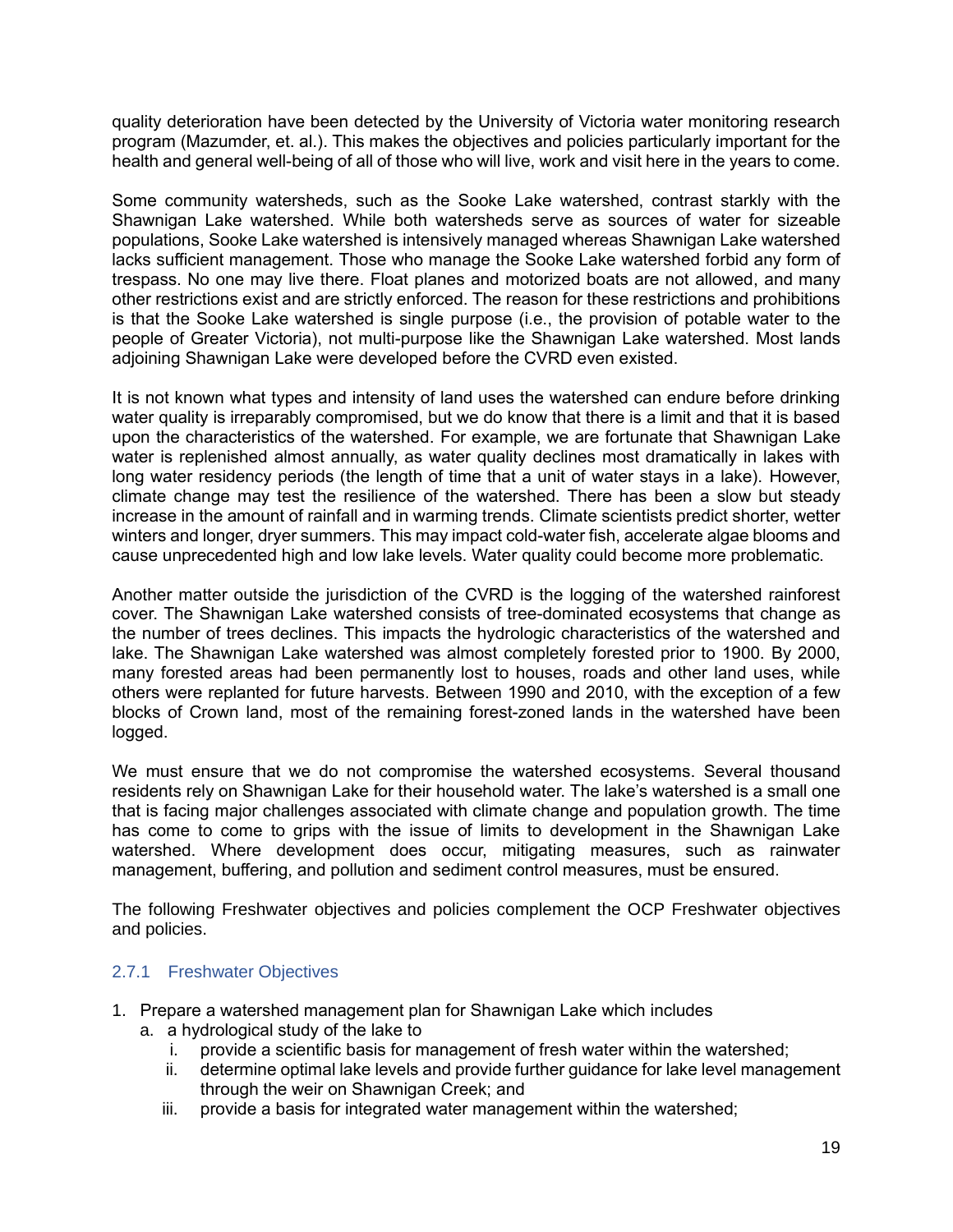quality deterioration have been detected by the University of Victoria water monitoring research program (Mazumder, et. al.). This makes the objectives and policies particularly important for the health and general well-being of all of those who will live, work and visit here in the years to come.

Some community watersheds, such as the Sooke Lake watershed, contrast starkly with the Shawnigan Lake watershed. While both watersheds serve as sources of water for sizeable populations, Sooke Lake watershed is intensively managed whereas Shawnigan Lake watershed lacks sufficient management. Those who manage the Sooke Lake watershed forbid any form of trespass. No one may live there. Float planes and motorized boats are not allowed, and many other restrictions exist and are strictly enforced. The reason for these restrictions and prohibitions is that the Sooke Lake watershed is single purpose (i.e., the provision of potable water to the people of Greater Victoria), not multi-purpose like the Shawnigan Lake watershed. Most lands adjoining Shawnigan Lake were developed before the CVRD even existed.

It is not known what types and intensity of land uses the watershed can endure before drinking water quality is irreparably compromised, but we do know that there is a limit and that it is based upon the characteristics of the watershed. For example, we are fortunate that Shawnigan Lake water is replenished almost annually, as water quality declines most dramatically in lakes with long water residency periods (the length of time that a unit of water stays in a lake). However, climate change may test the resilience of the watershed. There has been a slow but steady increase in the amount of rainfall and in warming trends. Climate scientists predict shorter, wetter winters and longer, dryer summers. This may impact cold-water fish, accelerate algae blooms and cause unprecedented high and low lake levels. Water quality could become more problematic.

Another matter outside the jurisdiction of the CVRD is the logging of the watershed rainforest cover. The Shawnigan Lake watershed consists of tree-dominated ecosystems that change as the number of trees declines. This impacts the hydrologic characteristics of the watershed and lake. The Shawnigan Lake watershed was almost completely forested prior to 1900. By 2000, many forested areas had been permanently lost to houses, roads and other land uses, while others were replanted for future harvests. Between 1990 and 2010, with the exception of a few blocks of Crown land, most of the remaining forest-zoned lands in the watershed have been logged.

We must ensure that we do not compromise the watershed ecosystems. Several thousand residents rely on Shawnigan Lake for their household water. The lake's watershed is a small one that is facing major challenges associated with climate change and population growth. The time has come to come to grips with the issue of limits to development in the Shawnigan Lake watershed. Where development does occur, mitigating measures, such as rainwater management, buffering, and pollution and sediment control measures, must be ensured.

The following Freshwater objectives and policies complement the OCP Freshwater objectives and policies.

### 2.7.1 Freshwater Objectives

1. Prepare a watershed management plan for Shawnigan Lake which includes
   a. a hydrological study of the lake to
      i. provide a scientific basis for management of fresh water within the watershed;
      ii. determine optimal lake levels and provide further guidance for lake level management through the weir on Shawnigan Creek; and
      iii. provide a basis for integrated water management within the watershed;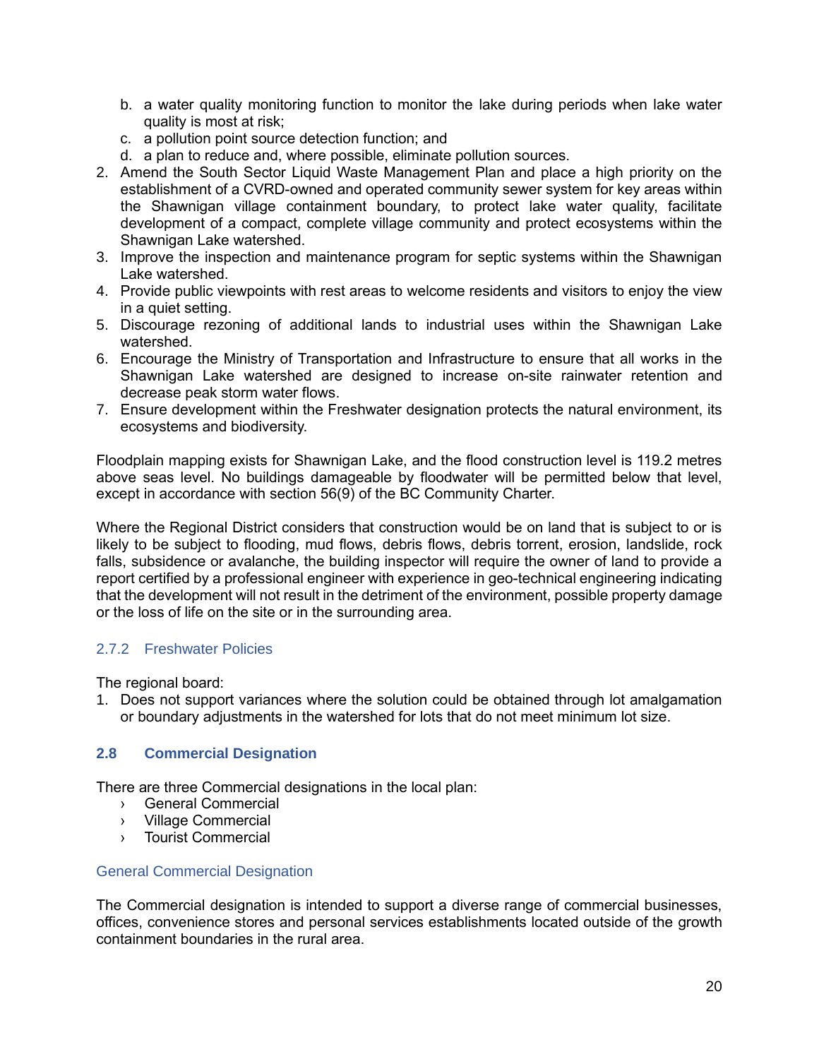b. a water quality monitoring function to monitor the lake during periods when lake water quality is most at risk;
   c. a pollution point source detection function; and
   d. a plan to reduce and, where possible, eliminate pollution sources.
2. Amend the South Sector Liquid Waste Management Plan and place a high priority on the establishment of a CVRD-owned and operated community sewer system for key areas within the Shawnigan village containment boundary, to protect lake water quality, facilitate development of a compact, complete village community and protect ecosystems within the Shawnigan Lake watershed.
3. Improve the inspection and maintenance program for septic systems within the Shawnigan Lake watershed.
4. Provide public viewpoints with rest areas to welcome residents and visitors to enjoy the view in a quiet setting.
5. Discourage rezoning of additional lands to industrial uses within the Shawnigan Lake watershed.
6. Encourage the Ministry of Transportation and Infrastructure to ensure that all works in the Shawnigan Lake watershed are designed to increase on-site rainwater retention and decrease peak storm water flows.
7. Ensure development within the Freshwater designation protects the natural environment, its ecosystems and biodiversity.

Floodplain mapping exists for Shawnigan Lake, and the flood construction level is 119.2 metres above seas level. No buildings damageable by floodwater will be permitted below that level, except in accordance with section 56(9) of the BC Community Charter.

Where the Regional District considers that construction would be on land that is subject to or is likely to be subject to flooding, mud flows, debris flows, debris torrent, erosion, landslide, rock falls, subsidence or avalanche, the building inspector will require the owner of land to provide a report certified by a professional engineer with experience in geo-technical engineering indicating that the development will not result in the detriment of the environment, possible property damage or the loss of life on the site or in the surrounding area.

### 2.7.2 Freshwater Policies

The regional board:

1. Does not support variances where the solution could be obtained through lot amalgamation or boundary adjustments in the watershed for lots that do not meet minimum lot size.

## 2.8 Commercial Designation

There are three Commercial designations in the local plan:

- General Commercial
- Village Commercial
- Tourist Commercial

### General Commercial Designation

The Commercial designation is intended to support a diverse range of commercial businesses, offices, convenience stores and personal services establishments located outside of the growth containment boundaries in the rural area.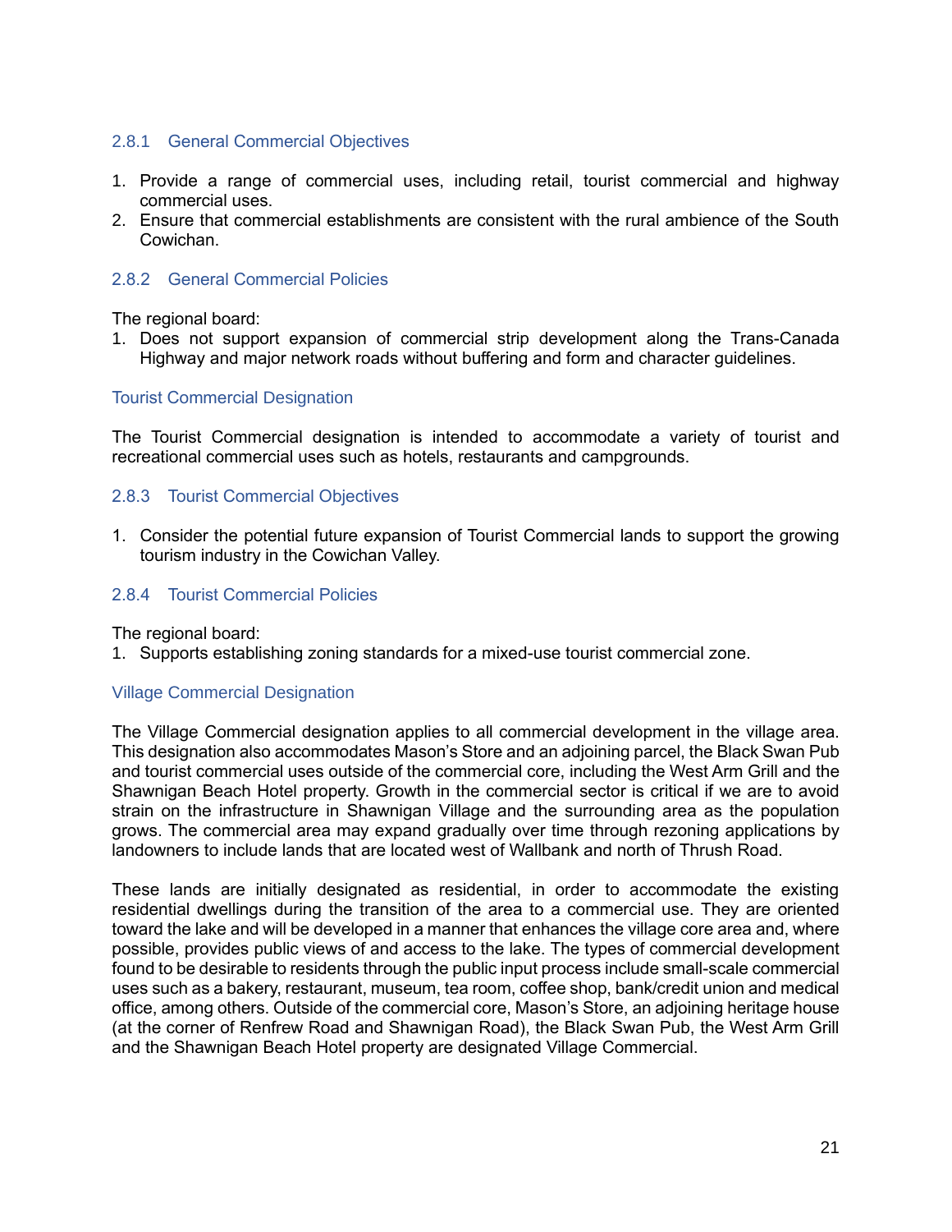### 2.8.1 General Commercial Objectives

1. Provide a range of commercial uses, including retail, tourist commercial and highway commercial uses.
2. Ensure that commercial establishments are consistent with the rural ambience of the South Cowichan.

### 2.8.2 General Commercial Policies

The regional board:

1. Does not support expansion of commercial strip development along the Trans-Canada Highway and major network roads without buffering and form and character guidelines.

### Tourist Commercial Designation

The Tourist Commercial designation is intended to accommodate a variety of tourist and recreational commercial uses such as hotels, restaurants and campgrounds.

### 2.8.3 Tourist Commercial Objectives

1. Consider the potential future expansion of Tourist Commercial lands to support the growing tourism industry in the Cowichan Valley.

### 2.8.4 Tourist Commercial Policies

The regional board:

1. Supports establishing zoning standards for a mixed-use tourist commercial zone.

### Village Commercial Designation

The Village Commercial designation applies to all commercial development in the village area. This designation also accommodates Mason's Store and an adjoining parcel, the Black Swan Pub and tourist commercial uses outside of the commercial core, including the West Arm Grill and the Shawnigan Beach Hotel property. Growth in the commercial sector is critical if we are to avoid strain on the infrastructure in Shawnigan Village and the surrounding area as the population grows. The commercial area may expand gradually over time through rezoning applications by landowners to include lands that are located west of Wallbank and north of Thrush Road.

These lands are initially designated as residential, in order to accommodate the existing residential dwellings during the transition of the area to a commercial use. They are oriented toward the lake and will be developed in a manner that enhances the village core area and, where possible, provides public views of and access to the lake. The types of commercial development found to be desirable to residents through the public input process include small-scale commercial uses such as a bakery, restaurant, museum, tea room, coffee shop, bank/credit union and medical office, among others. Outside of the commercial core, Mason's Store, an adjoining heritage house (at the corner of Renfrew Road and Shawnigan Road), the Black Swan Pub, the West Arm Grill and the Shawnigan Beach Hotel property are designated Village Commercial.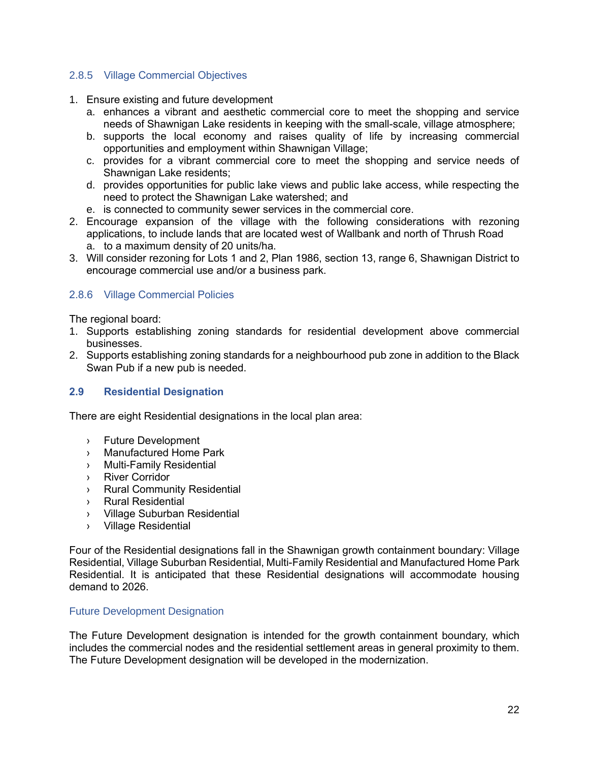### 2.8.5 Village Commercial Objectives

1. Ensure existing and future development
   a. enhances a vibrant and aesthetic commercial core to meet the shopping and service needs of Shawnigan Lake residents in keeping with the small-scale, village atmosphere;
   b. supports the local economy and raises quality of life by increasing commercial opportunities and employment within Shawnigan Village;
   c. provides for a vibrant commercial core to meet the shopping and service needs of Shawnigan Lake residents;
   d. provides opportunities for public lake views and public lake access, while respecting the need to protect the Shawnigan Lake watershed; and
   e. is connected to community sewer services in the commercial core.
2. Encourage expansion of the village with the following considerations with rezoning applications, to include lands that are located west of Wallbank and north of Thrush Road
   a. to a maximum density of 20 units/ha.
3. Will consider rezoning for Lots 1 and 2, Plan 1986, section 13, range 6, Shawnigan District to encourage commercial use and/or a business park.

### 2.8.6 Village Commercial Policies

The regional board:

1. Supports establishing zoning standards for residential development above commercial businesses.
2. Supports establishing zoning standards for a neighbourhood pub zone in addition to the Black Swan Pub if a new pub is needed.

## 2.9 Residential Designation

There are eight Residential designations in the local plan area:

› Future Development
› Manufactured Home Park
› Multi-Family Residential
› River Corridor
› Rural Community Residential
› Rural Residential
› Village Suburban Residential
› Village Residential

Four of the Residential designations fall in the Shawnigan growth containment boundary: Village Residential, Village Suburban Residential, Multi-Family Residential and Manufactured Home Park Residential. It is anticipated that these Residential designations will accommodate housing demand to 2026.

### Future Development Designation

The Future Development designation is intended for the growth containment boundary, which includes the commercial nodes and the residential settlement areas in general proximity to them. The Future Development designation will be developed in the modernization.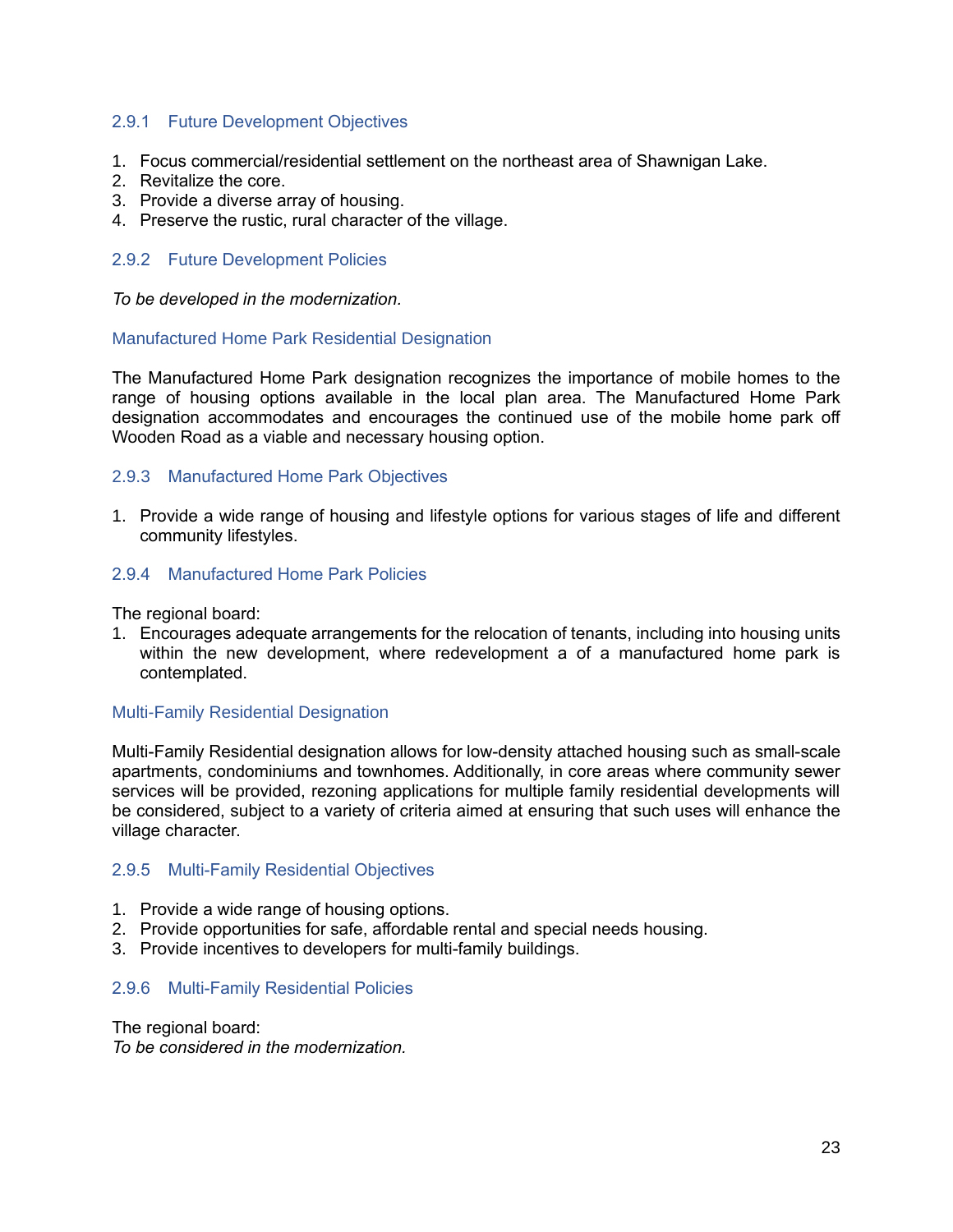### 2.9.1 Future Development Objectives

1. Focus commercial/residential settlement on the northeast area of Shawnigan Lake.
2. Revitalize the core.
3. Provide a diverse array of housing.
4. Preserve the rustic, rural character of the village.

### 2.9.2 Future Development Policies

*To be developed in the modernization.*

### Manufactured Home Park Residential Designation

The Manufactured Home Park designation recognizes the importance of mobile homes to the range of housing options available in the local plan area. The Manufactured Home Park designation accommodates and encourages the continued use of the mobile home park off Wooden Road as a viable and necessary housing option.

### 2.9.3 Manufactured Home Park Objectives

1. Provide a wide range of housing and lifestyle options for various stages of life and different community lifestyles.

### 2.9.4 Manufactured Home Park Policies

The regional board:

1. Encourages adequate arrangements for the relocation of tenants, including into housing units within the new development, where redevelopment a of a manufactured home park is contemplated.

### Multi-Family Residential Designation

Multi-Family Residential designation allows for low-density attached housing such as small-scale apartments, condominiums and townhomes. Additionally, in core areas where community sewer services will be provided, rezoning applications for multiple family residential developments will be considered, subject to a variety of criteria aimed at ensuring that such uses will enhance the village character.

### 2.9.5 Multi-Family Residential Objectives

1. Provide a wide range of housing options.
2. Provide opportunities for safe, affordable rental and special needs housing.
3. Provide incentives to developers for multi-family buildings.

### 2.9.6 Multi-Family Residential Policies

The regional board:
*To be considered in the modernization.*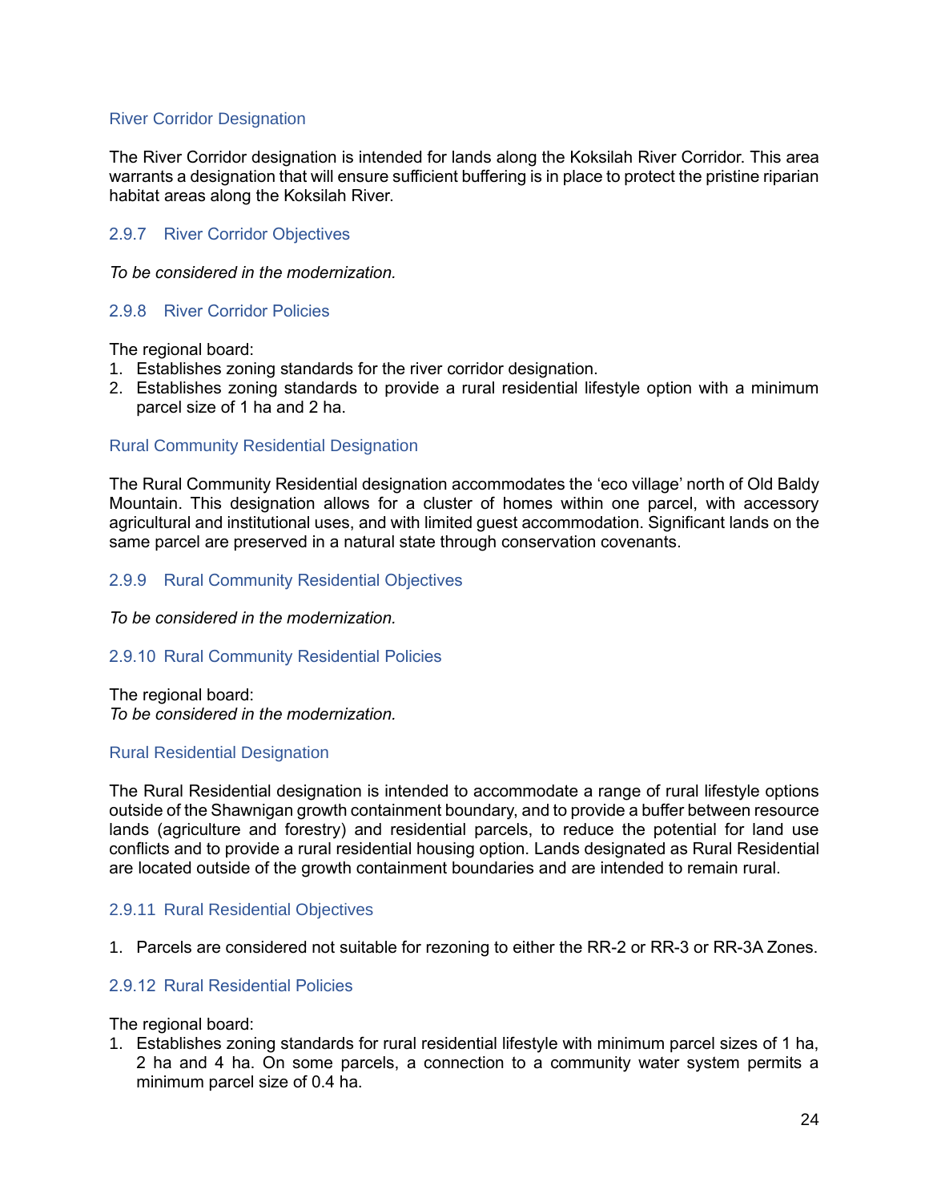### River Corridor Designation

The River Corridor designation is intended for lands along the Koksilah River Corridor. This area warrants a designation that will ensure sufficient buffering is in place to protect the pristine riparian habitat areas along the Koksilah River.

#### 2.9.7 River Corridor Objectives

*To be considered in the modernization.*

#### 2.9.8 River Corridor Policies

The regional board:

1. Establishes zoning standards for the river corridor designation.
2. Establishes zoning standards to provide a rural residential lifestyle option with a minimum parcel size of 1 ha and 2 ha.

### Rural Community Residential Designation

The Rural Community Residential designation accommodates the 'eco village' north of Old Baldy Mountain. This designation allows for a cluster of homes within one parcel, with accessory agricultural and institutional uses, and with limited guest accommodation. Significant lands on the same parcel are preserved in a natural state through conservation covenants.

#### 2.9.9 Rural Community Residential Objectives

*To be considered in the modernization.*

#### 2.9.10 Rural Community Residential Policies

The regional board:
*To be considered in the modernization.*

### Rural Residential Designation

The Rural Residential designation is intended to accommodate a range of rural lifestyle options outside of the Shawnigan growth containment boundary, and to provide a buffer between resource lands (agriculture and forestry) and residential parcels, to reduce the potential for land use conflicts and to provide a rural residential housing option. Lands designated as Rural Residential are located outside of the growth containment boundaries and are intended to remain rural.

#### 2.9.11 Rural Residential Objectives

1. Parcels are considered not suitable for rezoning to either the RR-2 or RR-3 or RR-3A Zones.

#### 2.9.12 Rural Residential Policies

The regional board:

1. Establishes zoning standards for rural residential lifestyle with minimum parcel sizes of 1 ha, 2 ha and 4 ha. On some parcels, a connection to a community water system permits a minimum parcel size of 0.4 ha.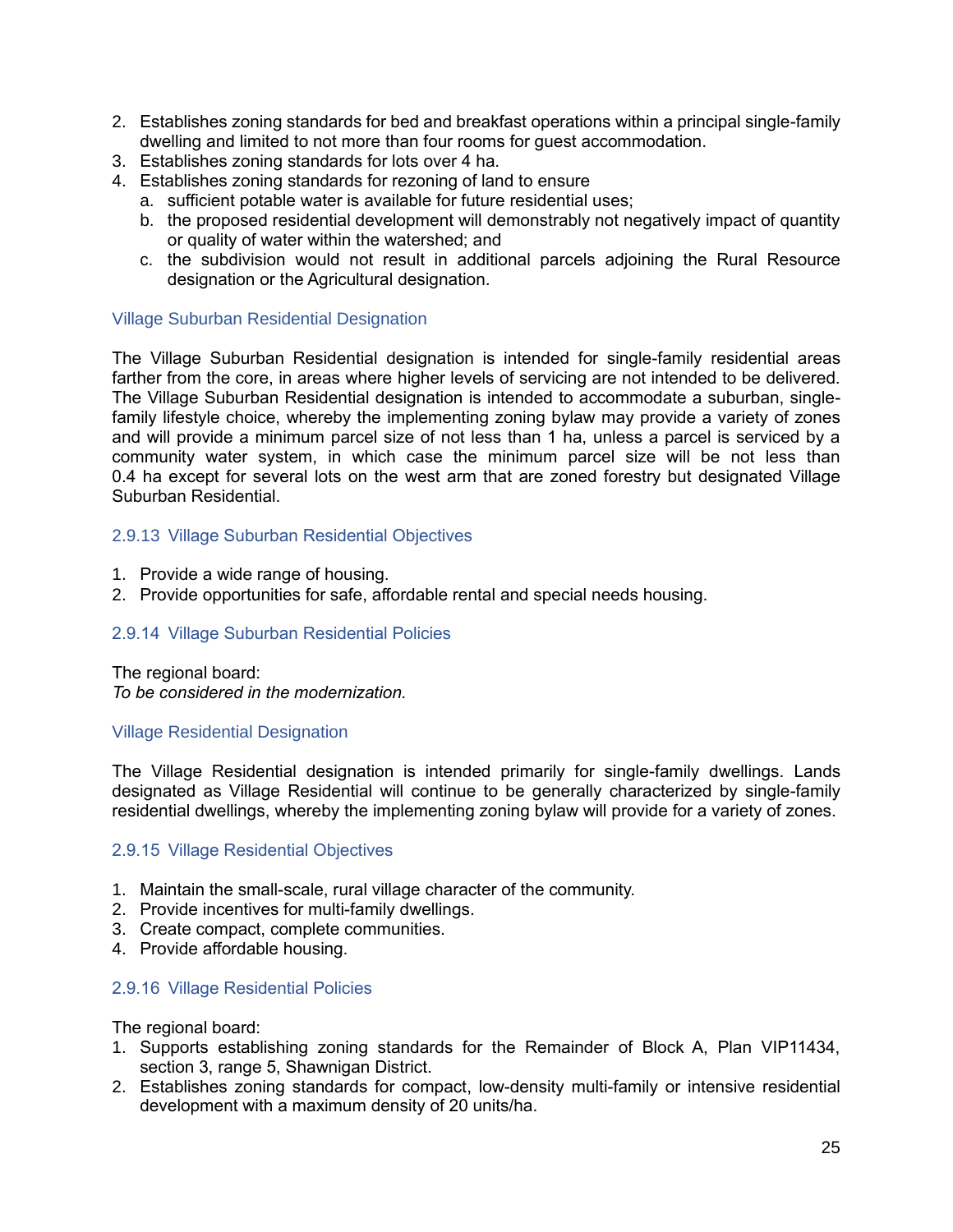2. Establishes zoning standards for bed and breakfast operations within a principal single-family dwelling and limited to not more than four rooms for guest accommodation.
3. Establishes zoning standards for lots over 4 ha.
4. Establishes zoning standards for rezoning of land to ensure
   a. sufficient potable water is available for future residential uses;
   b. the proposed residential development will demonstrably not negatively impact of quantity or quality of water within the watershed; and
   c. the subdivision would not result in additional parcels adjoining the Rural Resource designation or the Agricultural designation.

### Village Suburban Residential Designation

The Village Suburban Residential designation is intended for single-family residential areas farther from the core, in areas where higher levels of servicing are not intended to be delivered. The Village Suburban Residential designation is intended to accommodate a suburban, single-family lifestyle choice, whereby the implementing zoning bylaw may provide a variety of zones and will provide a minimum parcel size of not less than 1 ha, unless a parcel is serviced by a community water system, in which case the minimum parcel size will be not less than 0.4 ha except for several lots on the west arm that are zoned forestry but designated Village Suburban Residential.

### 2.9.13 Village Suburban Residential Objectives

1. Provide a wide range of housing.
2. Provide opportunities for safe, affordable rental and special needs housing.

### 2.9.14 Village Suburban Residential Policies

The regional board:
*To be considered in the modernization.*

### Village Residential Designation

The Village Residential designation is intended primarily for single-family dwellings. Lands designated as Village Residential will continue to be generally characterized by single-family residential dwellings, whereby the implementing zoning bylaw will provide for a variety of zones.

### 2.9.15 Village Residential Objectives

1. Maintain the small-scale, rural village character of the community.
2. Provide incentives for multi-family dwellings.
3. Create compact, complete communities.
4. Provide affordable housing.

### 2.9.16 Village Residential Policies

The regional board:
1. Supports establishing zoning standards for the Remainder of Block A, Plan VIP11434, section 3, range 5, Shawnigan District.
2. Establishes zoning standards for compact, low-density multi-family or intensive residential development with a maximum density of 20 units/ha.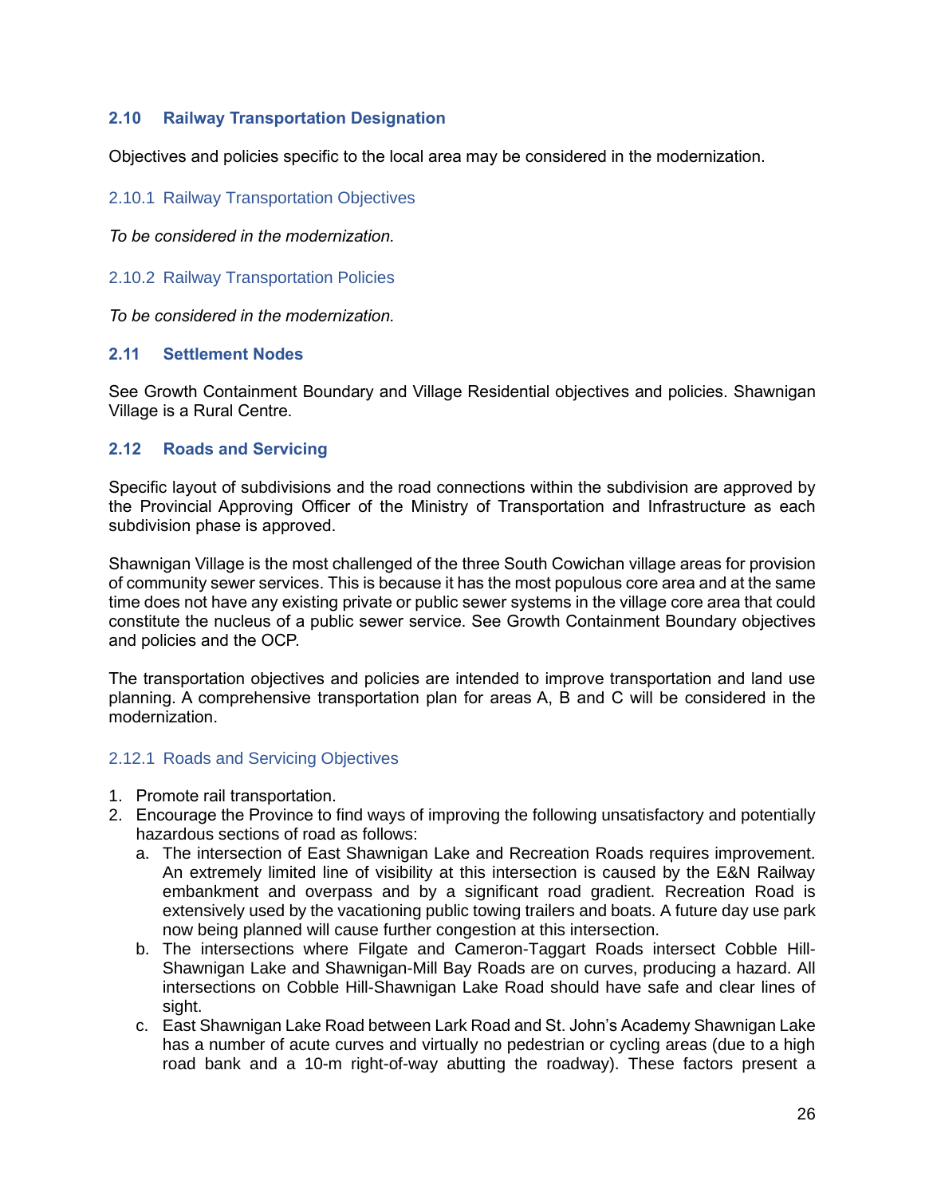## 2.10 Railway Transportation Designation

Objectives and policies specific to the local area may be considered in the modernization.

### 2.10.1 Railway Transportation Objectives

*To be considered in the modernization.*

### 2.10.2 Railway Transportation Policies

*To be considered in the modernization.*

## 2.11 Settlement Nodes

See Growth Containment Boundary and Village Residential objectives and policies. Shawnigan Village is a Rural Centre.

## 2.12 Roads and Servicing

Specific layout of subdivisions and the road connections within the subdivision are approved by the Provincial Approving Officer of the Ministry of Transportation and Infrastructure as each subdivision phase is approved.

Shawnigan Village is the most challenged of the three South Cowichan village areas for provision of community sewer services. This is because it has the most populous core area and at the same time does not have any existing private or public sewer systems in the village core area that could constitute the nucleus of a public sewer service. See Growth Containment Boundary objectives and policies and the OCP.

The transportation objectives and policies are intended to improve transportation and land use planning. A comprehensive transportation plan for areas A, B and C will be considered in the modernization.

### 2.12.1 Roads and Servicing Objectives

1. Promote rail transportation.
2. Encourage the Province to find ways of improving the following unsatisfactory and potentially hazardous sections of road as follows:
   a. The intersection of East Shawnigan Lake and Recreation Roads requires improvement. An extremely limited line of visibility at this intersection is caused by the E&N Railway embankment and overpass and by a significant road gradient. Recreation Road is extensively used by the vacationing public towing trailers and boats. A future day use park now being planned will cause further congestion at this intersection.
   b. The intersections where Filgate and Cameron-Taggart Roads intersect Cobble Hill-Shawnigan Lake and Shawnigan-Mill Bay Roads are on curves, producing a hazard. All intersections on Cobble Hill-Shawnigan Lake Road should have safe and clear lines of sight.
   c. East Shawnigan Lake Road between Lark Road and St. John's Academy Shawnigan Lake has a number of acute curves and virtually no pedestrian or cycling areas (due to a high road bank and a 10-m right-of-way abutting the roadway). These factors present a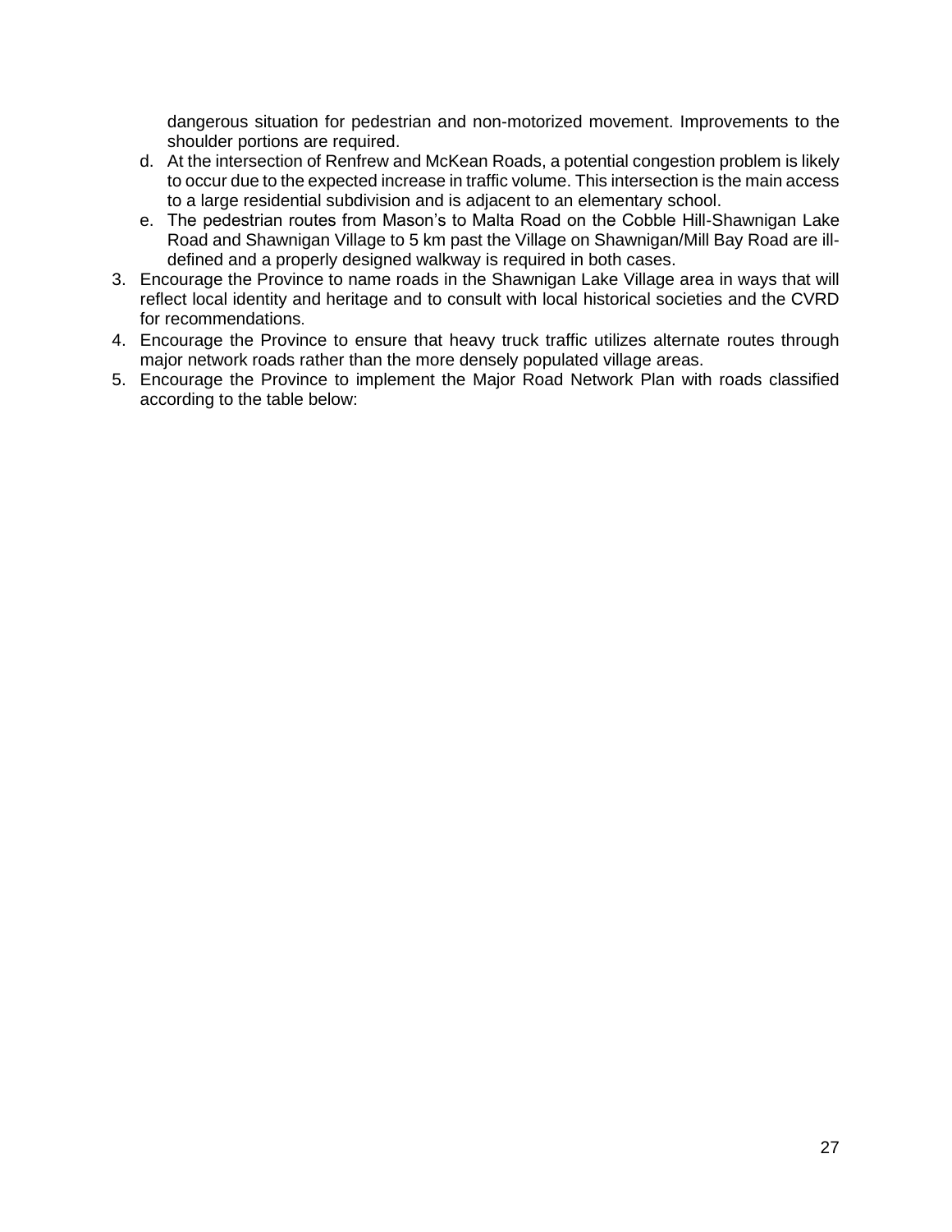dangerous situation for pedestrian and non-motorized movement. Improvements to the shoulder portions are required.

   d. At the intersection of Renfrew and McKean Roads, a potential congestion problem is likely to occur due to the expected increase in traffic volume. This intersection is the main access to a large residential subdivision and is adjacent to an elementary school.
   e. The pedestrian routes from Mason's to Malta Road on the Cobble Hill-Shawnigan Lake Road and Shawnigan Village to 5 km past the Village on Shawnigan/Mill Bay Road are ill-defined and a properly designed walkway is required in both cases.

3. Encourage the Province to name roads in the Shawnigan Lake Village area in ways that will reflect local identity and heritage and to consult with local historical societies and the CVRD for recommendations.
4. Encourage the Province to ensure that heavy truck traffic utilizes alternate routes through major network roads rather than the more densely populated village areas.
5. Encourage the Province to implement the Major Road Network Plan with roads classified according to the table below: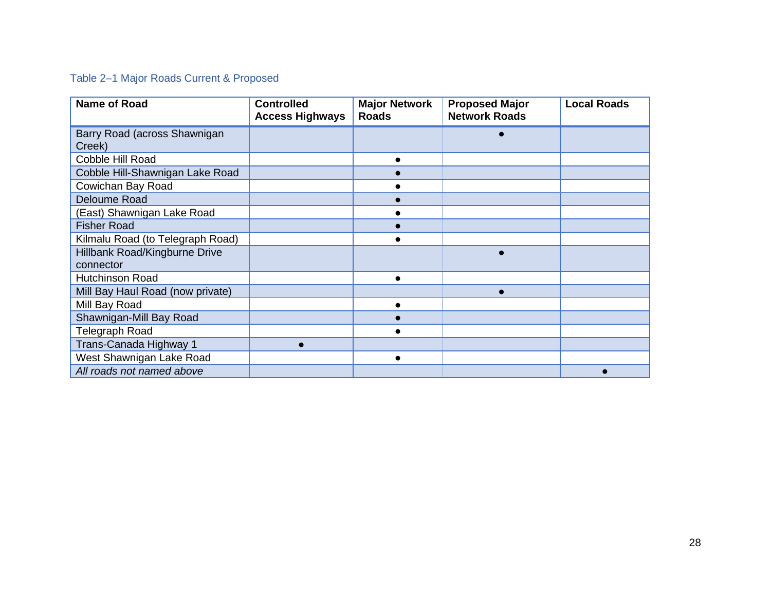Table 2–1 Major Roads Current & Proposed

| Name of Road | Controlled Access Highways | Major Network Roads | Proposed Major Network Roads | Local Roads |
|---|---|---|---|---|
| Barry Road (across Shawnigan Creek) | | | ● | |
| Cobble Hill Road | | ● | | |
| Cobble Hill-Shawnigan Lake Road | | ● | | |
| Cowichan Bay Road | | ● | | |
| Deloume Road | | ● | | |
| (East) Shawnigan Lake Road | | ● | | |
| Fisher Road | | ● | | |
| Kilmalu Road (to Telegraph Road) | | ● | | |
| Hillbank Road/Kingburne Drive connector | | | ● | |
| Hutchinson Road | | ● | | |
| Mill Bay Haul Road (now private) | | | ● | |
| Mill Bay Road | | ● | | |
| Shawnigan-Mill Bay Road | | ● | | |
| Telegraph Road | | ● | | |
| Trans-Canada Highway 1 | ● | | | |
| West Shawnigan Lake Road | | ● | | |
| *All roads not named above* | | | | ● |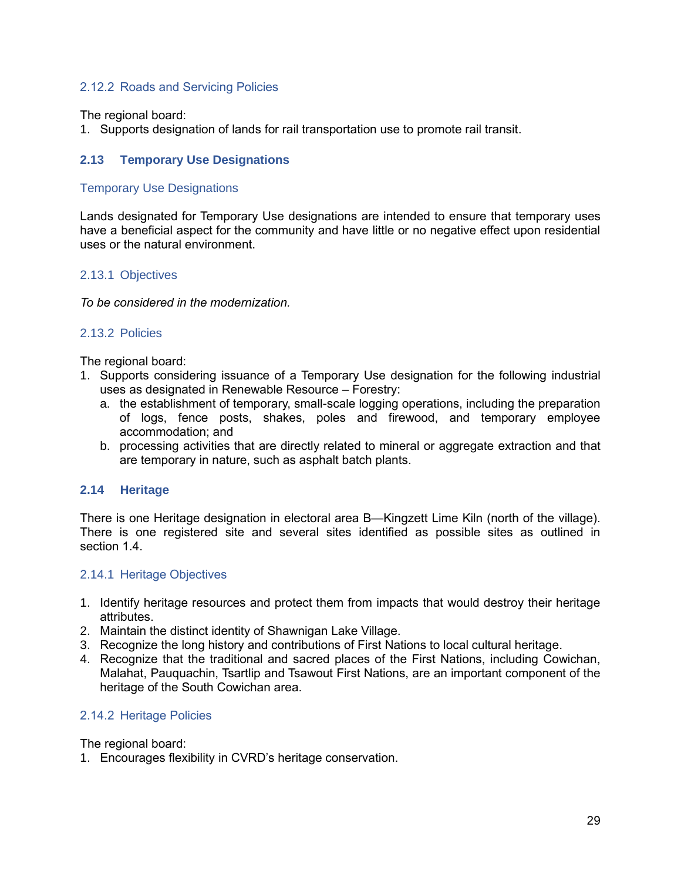### 2.12.2 Roads and Servicing Policies

The regional board:

1. Supports designation of lands for rail transportation use to promote rail transit.

## 2.13 Temporary Use Designations

### Temporary Use Designations

Lands designated for Temporary Use designations are intended to ensure that temporary uses have a beneficial aspect for the community and have little or no negative effect upon residential uses or the natural environment.

### 2.13.1 Objectives

*To be considered in the modernization.*

### 2.13.2 Policies

The regional board:

1. Supports considering issuance of a Temporary Use designation for the following industrial uses as designated in Renewable Resource – Forestry:
   a. the establishment of temporary, small-scale logging operations, including the preparation of logs, fence posts, shakes, poles and firewood, and temporary employee accommodation; and
   b. processing activities that are directly related to mineral or aggregate extraction and that are temporary in nature, such as asphalt batch plants.

## 2.14 Heritage

There is one Heritage designation in electoral area B—Kingzett Lime Kiln (north of the village). There is one registered site and several sites identified as possible sites as outlined in section 1.4.

### 2.14.1 Heritage Objectives

1. Identify heritage resources and protect them from impacts that would destroy their heritage attributes.
2. Maintain the distinct identity of Shawnigan Lake Village.
3. Recognize the long history and contributions of First Nations to local cultural heritage.
4. Recognize that the traditional and sacred places of the First Nations, including Cowichan, Malahat, Pauquachin, Tsartlip and Tsawout First Nations, are an important component of the heritage of the South Cowichan area.

### 2.14.2 Heritage Policies

The regional board:

1. Encourages flexibility in CVRD's heritage conservation.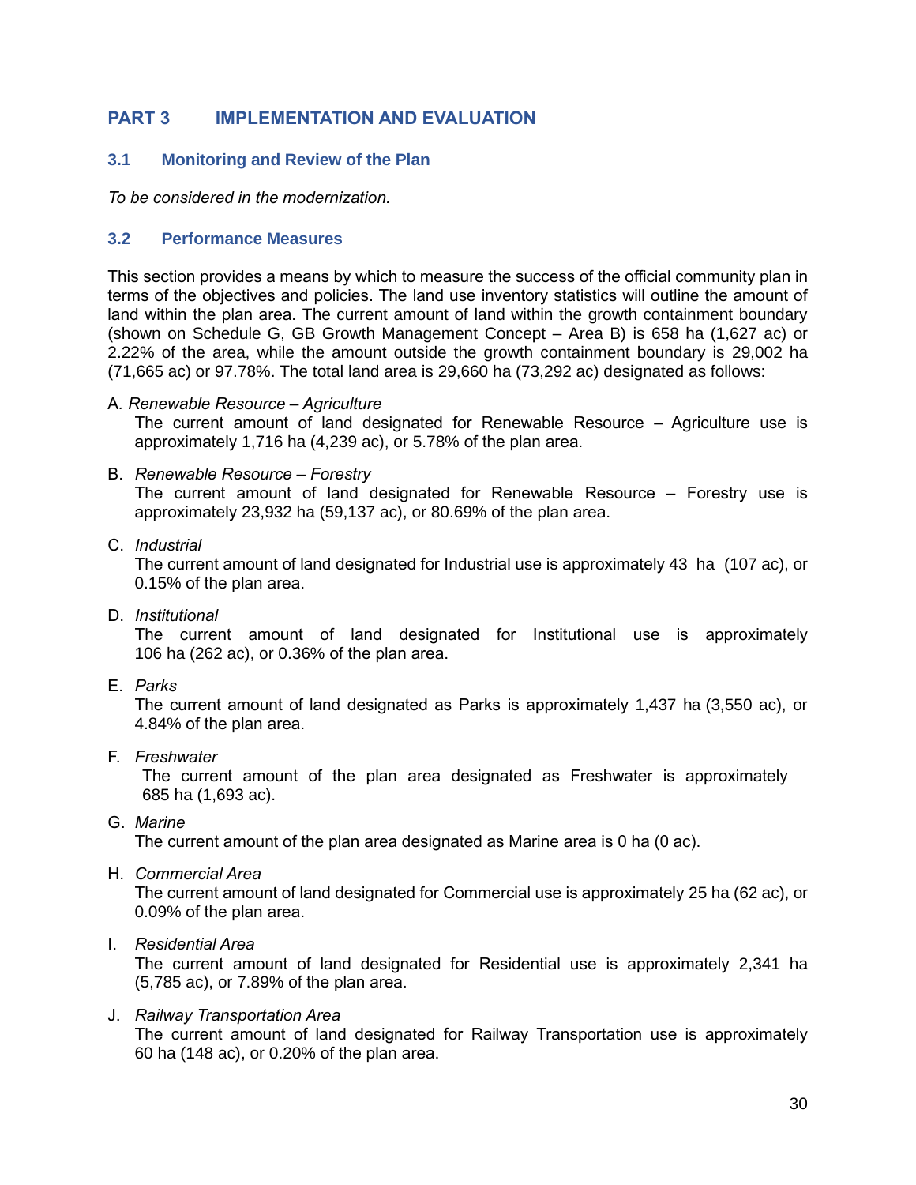## PART 3 IMPLEMENTATION AND EVALUATION

### 3.1 Monitoring and Review of the Plan

*To be considered in the modernization.*

### 3.2 Performance Measures

This section provides a means by which to measure the success of the official community plan in terms of the objectives and policies. The land use inventory statistics will outline the amount of land within the plan area. The current amount of land within the growth containment boundary (shown on Schedule G, GB Growth Management Concept – Area B) is 658 ha (1,627 ac) or 2.22% of the area, while the amount outside the growth containment boundary is 29,002 ha (71,665 ac) or 97.78%. The total land area is 29,660 ha (73,292 ac) designated as follows:

A. *Renewable Resource – Agriculture*
The current amount of land designated for Renewable Resource – Agriculture use is approximately 1,716 ha (4,239 ac), or 5.78% of the plan area.

B. *Renewable Resource – Forestry*
The current amount of land designated for Renewable Resource – Forestry use is approximately 23,932 ha (59,137 ac), or 80.69% of the plan area.

C. *Industrial*
The current amount of land designated for Industrial use is approximately 43 ha (107 ac), or 0.15% of the plan area.

D. *Institutional*
The current amount of land designated for Institutional use is approximately 106 ha (262 ac), or 0.36% of the plan area.

E. *Parks*
The current amount of land designated as Parks is approximately 1,437 ha (3,550 ac), or 4.84% of the plan area.

F. *Freshwater*
The current amount of the plan area designated as Freshwater is approximately 685 ha (1,693 ac).

G. *Marine*
The current amount of the plan area designated as Marine area is 0 ha (0 ac).

H. *Commercial Area*
The current amount of land designated for Commercial use is approximately 25 ha (62 ac), or 0.09% of the plan area.

I. *Residential Area*
The current amount of land designated for Residential use is approximately 2,341 ha (5,785 ac), or 7.89% of the plan area.

J. *Railway Transportation Area*
The current amount of land designated for Railway Transportation use is approximately 60 ha (148 ac), or 0.20% of the plan area.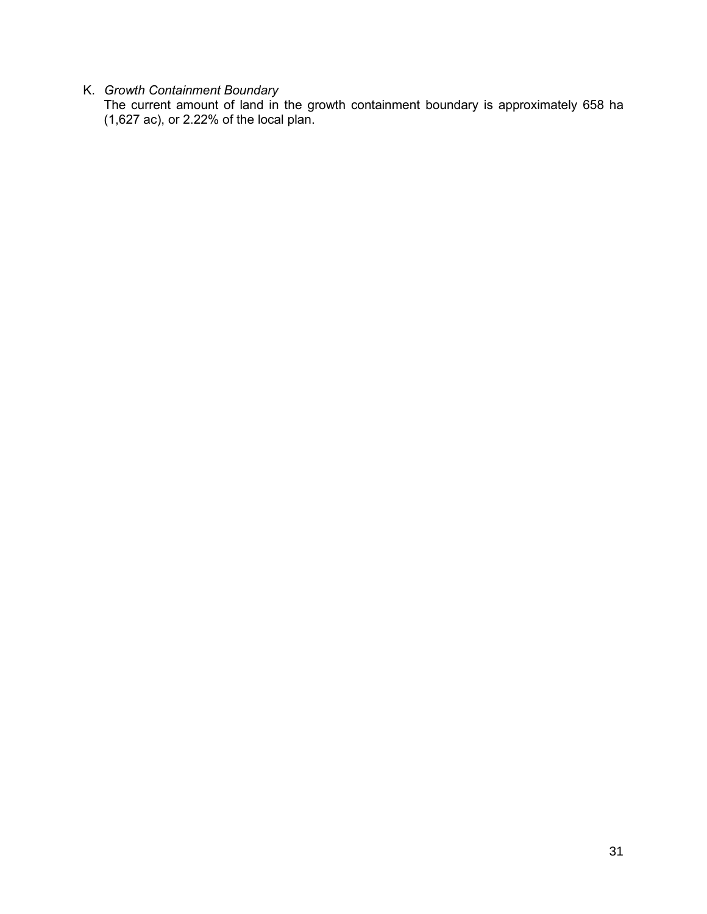K. *Growth Containment Boundary*

The current amount of land in the growth containment boundary is approximately 658 ha (1,627 ac), or 2.22% of the local plan.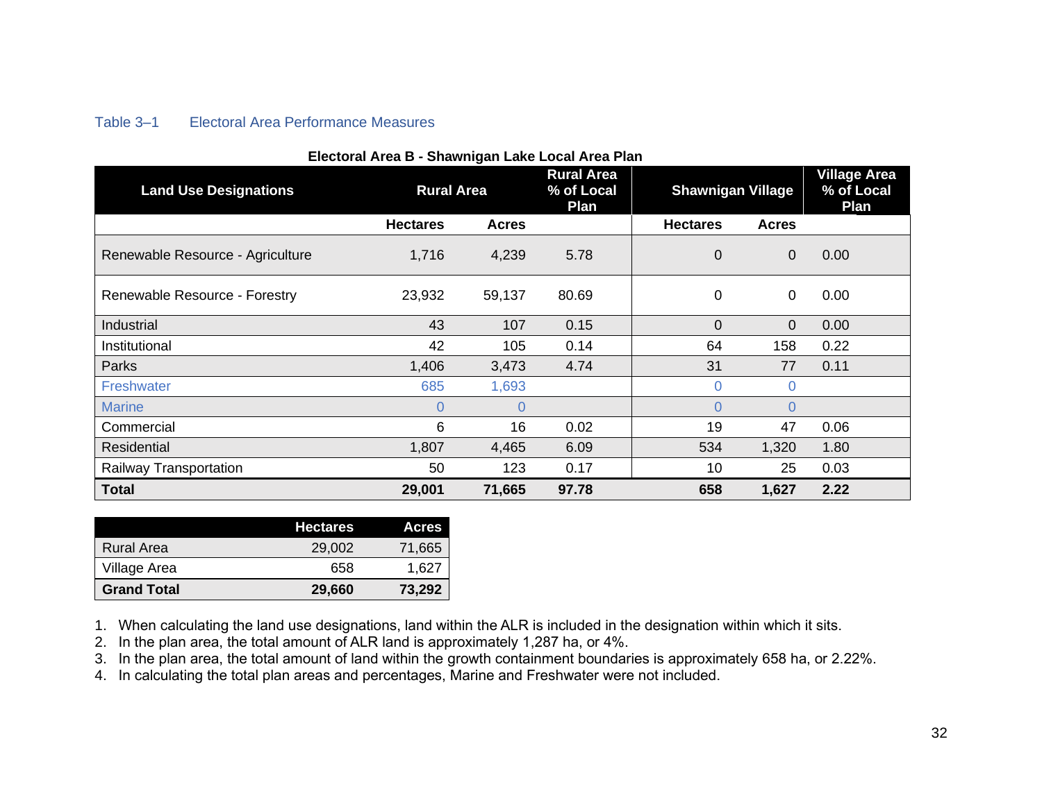Table 3–1 Electoral Area Performance Measures

**Electoral Area B - Shawnigan Lake Local Area Plan**

| Land Use Designations | Rural Area | | Rural Area % of Local Plan | Shawnigan Village | | Village Area % of Local Plan |
|---|---|---|---|---|---|---|
| | Hectares | Acres | | Hectares | Acres | |
| Renewable Resource - Agriculture | 1,716 | 4,239 | 5.78 | 0 | 0 | 0.00 |
| Renewable Resource - Forestry | 23,932 | 59,137 | 80.69 | 0 | 0 | 0.00 |
| Industrial | 43 | 107 | 0.15 | 0 | 0 | 0.00 |
| Institutional | 42 | 105 | 0.14 | 64 | 158 | 0.22 |
| Parks | 1,406 | 3,473 | 4.74 | 31 | 77 | 0.11 |
| Freshwater | 685 | 1,693 | | 0 | 0 | |
| Marine | 0 | 0 | | 0 | 0 | |
| Commercial | 6 | 16 | 0.02 | 19 | 47 | 0.06 |
| Residential | 1,807 | 4,465 | 6.09 | 534 | 1,320 | 1.80 |
| Railway Transportation | 50 | 123 | 0.17 | 10 | 25 | 0.03 |
| **Total** | **29,001** | **71,665** | **97.78** | **658** | **1,627** | **2.22** |

| | Hectares | Acres |
|---|---|---|
| Rural Area | 29,002 | 71,665 |
| Village Area | 658 | 1,627 |
| **Grand Total** | **29,660** | **73,292** |

1. When calculating the land use designations, land within the ALR is included in the designation within which it sits.
2. In the plan area, the total amount of ALR land is approximately 1,287 ha, or 4%.
3. In the plan area, the total amount of land within the growth containment boundaries is approximately 658 ha, or 2.22%.
4. In calculating the total plan areas and percentages, Marine and Freshwater were not included.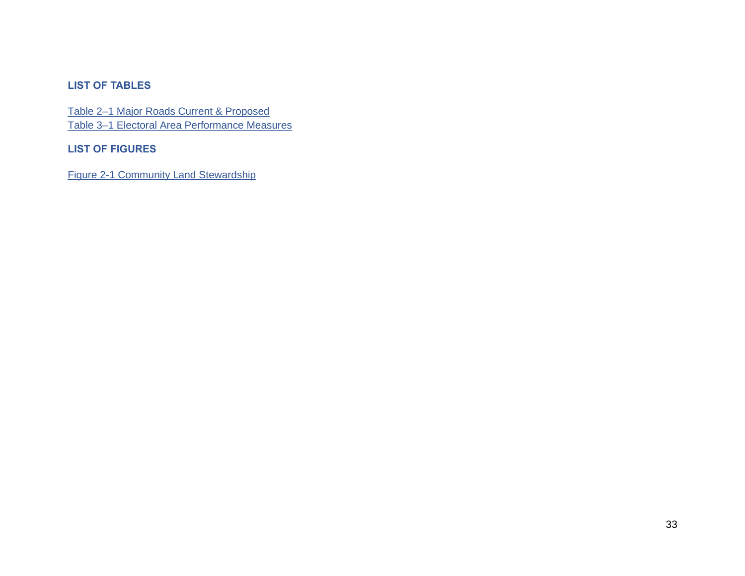## LIST OF TABLES

Table 2–1 Major Roads Current & Proposed
Table 3–1 Electoral Area Performance Measures

## LIST OF FIGURES

Figure 2-1 Community Land Stewardship